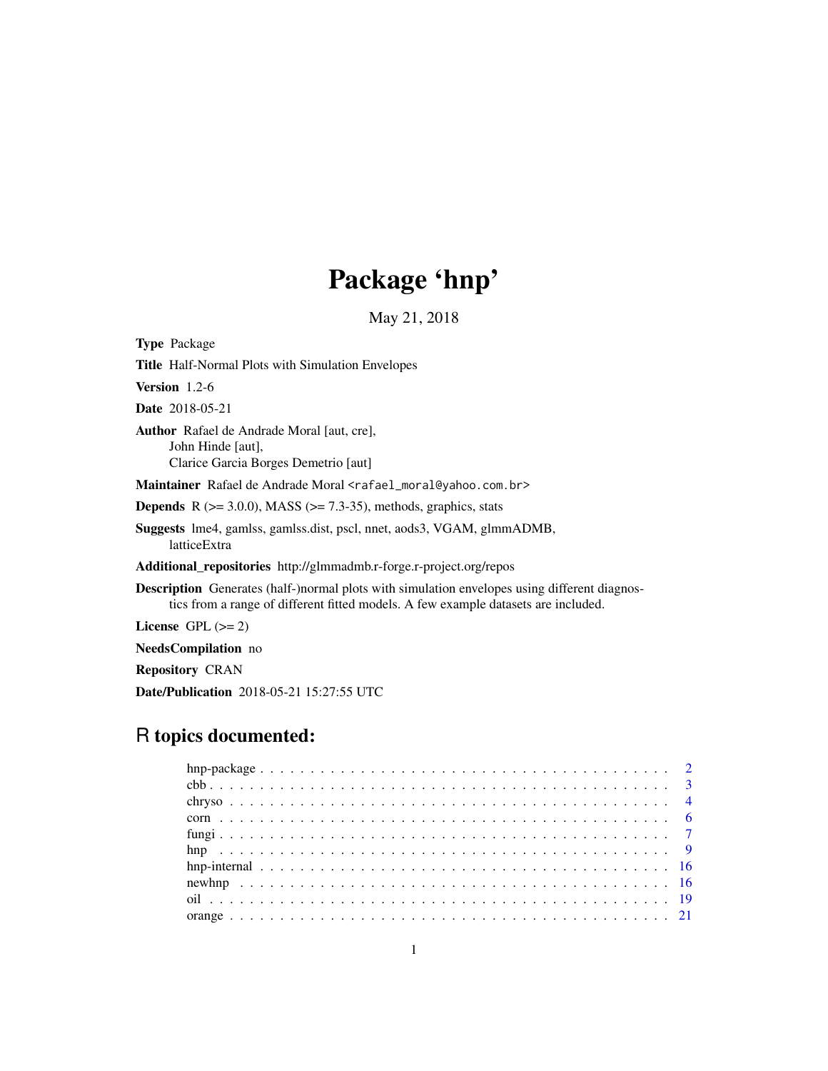# Package 'hnp'

May 21, 2018

**Type** Package

**Title** Half-Normal Plots with Simulation Envelopes

**Version** 1.2-6

**Date** 2018-05-21

**Author** Rafael de Andrade Moral [aut, cre],
John Hinde [aut],
Clarice Garcia Borges Demetrio [aut]

**Maintainer** Rafael de Andrade Moral <rafael_moral@yahoo.com.br>

**Depends** R (>= 3.0.0), MASS (>= 7.3-35), methods, graphics, stats

**Suggests** lme4, gamlss, gamlss.dist, pscl, nnet, aods3, VGAM, glmmADMB, latticeExtra

**Additional_repositories** http://glmmadmb.r-forge.r-project.org/repos

**Description** Generates (half-)normal plots with simulation envelopes using different diagnostics from a range of different fitted models. A few example datasets are included.

**License** GPL (>= 2)

**NeedsCompilation** no

**Repository** CRAN

**Date/Publication** 2018-05-21 15:27:55 UTC

## R topics documented:

- hnp-package . . . . . . . . . . . . . . . . . . . . . . . . . . . . . . . . . . . . . . . 2
- cbb . . . . . . . . . . . . . . . . . . . . . . . . . . . . . . . . . . . . . . . . . . . . 3
- chryso . . . . . . . . . . . . . . . . . . . . . . . . . . . . . . . . . . . . . . . . . . 4
- corn . . . . . . . . . . . . . . . . . . . . . . . . . . . . . . . . . . . . . . . . . . . 6
- fungi . . . . . . . . . . . . . . . . . . . . . . . . . . . . . . . . . . . . . . . . . . 7
- hnp . . . . . . . . . . . . . . . . . . . . . . . . . . . . . . . . . . . . . . . . . . . 9
- hnp-internal . . . . . . . . . . . . . . . . . . . . . . . . . . . . . . . . . . . . . . 16
- newhnp . . . . . . . . . . . . . . . . . . . . . . . . . . . . . . . . . . . . . . . . . 16
- oil . . . . . . . . . . . . . . . . . . . . . . . . . . . . . . . . . . . . . . . . . . . . 19
- orange . . . . . . . . . . . . . . . . . . . . . . . . . . . . . . . . . . . . . . . . . 21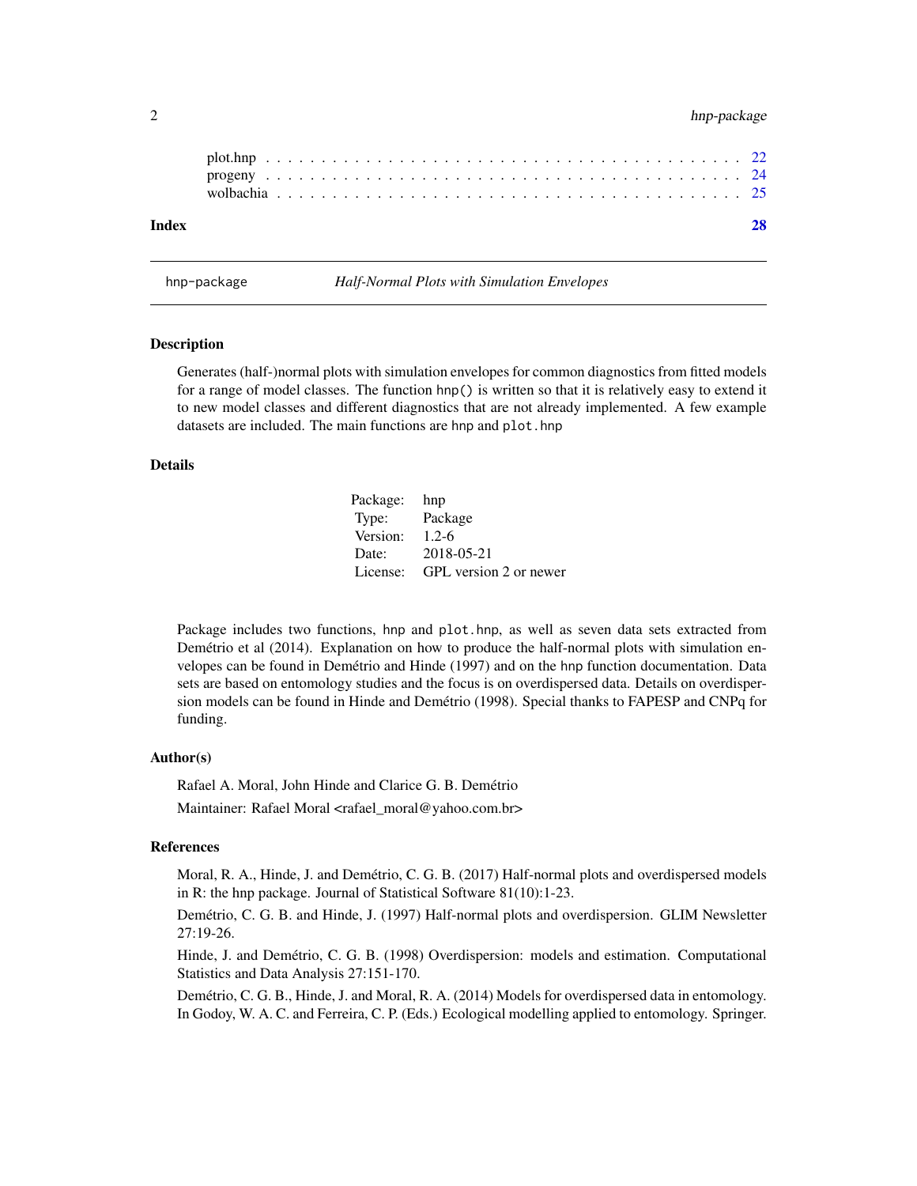plot.hnp . . . . . . . . . . . . . . . . . . . . . . . . . . . . . . . . . . . . . . . 22
progeny . . . . . . . . . . . . . . . . . . . . . . . . . . . . . . . . . . . . . . . 24
wolbachia . . . . . . . . . . . . . . . . . . . . . . . . . . . . . . . . . . . . . . . 25

**Index** **28**

---

hnp-package *Half-Normal Plots with Simulation Envelopes*

---

## Description

Generates (half-)normal plots with simulation envelopes for common diagnostics from fitted models for a range of model classes. The function `hnp()` is written so that it is relatively easy to extend it to new model classes and different diagnostics that are not already implemented. A few example datasets are included. The main functions are `hnp` and `plot.hnp`

## Details

| | |
|---|---|
| Package: | hnp |
| Type: | Package |
| Version: | 1.2-6 |
| Date: | 2018-05-21 |
| License: | GPL version 2 or newer |

Package includes two functions, `hnp` and `plot.hnp`, as well as seven data sets extracted from Demétrio et al (2014). Explanation on how to produce the half-normal plots with simulation envelopes can be found in Demétrio and Hinde (1997) and on the `hnp` function documentation. Data sets are based on entomology studies and the focus is on overdispersed data. Details on overdispersion models can be found in Hinde and Demétrio (1998). Special thanks to FAPESP and CNPq for funding.

## Author(s)

Rafael A. Moral, John Hinde and Clarice G. B. Demétrio

Maintainer: Rafael Moral <rafael_moral@yahoo.com.br>

## References

Moral, R. A., Hinde, J. and Demétrio, C. G. B. (2017) Half-normal plots and overdispersed models in R: the hnp package. Journal of Statistical Software 81(10):1-23.

Demétrio, C. G. B. and Hinde, J. (1997) Half-normal plots and overdispersion. GLIM Newsletter 27:19-26.

Hinde, J. and Demétrio, C. G. B. (1998) Overdispersion: models and estimation. Computational Statistics and Data Analysis 27:151-170.

Demétrio, C. G. B., Hinde, J. and Moral, R. A. (2014) Models for overdispersed data in entomology. In Godoy, W. A. C. and Ferreira, C. P. (Eds.) Ecological modelling applied to entomology. Springer.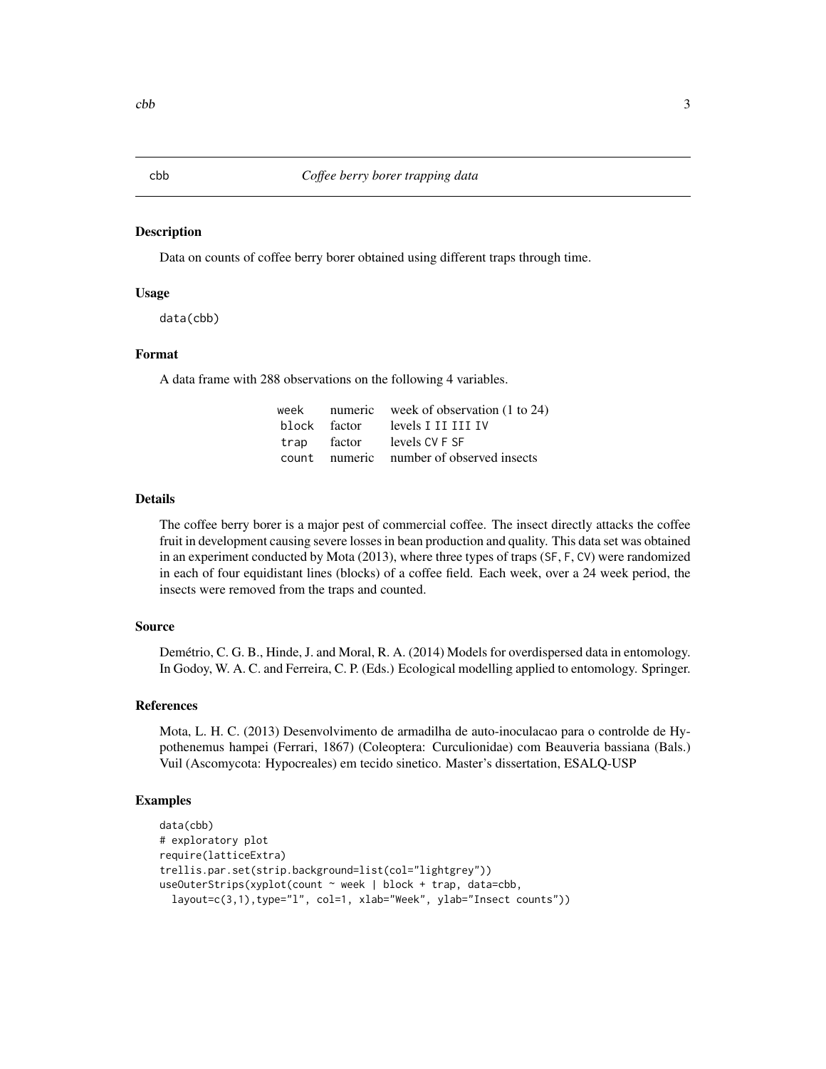cbb *Coffee berry borer trapping data*

## Description

Data on counts of coffee berry borer obtained using different traps through time.

## Usage

```
data(cbb)
```

## Format

A data frame with 288 observations on the following 4 variables.

| | | |
|---|---|---|
| week | numeric | week of observation (1 to 24) |
| block | factor | levels I II III IV |
| trap | factor | levels CV F SF |
| count | numeric | number of observed insects |

## Details

The coffee berry borer is a major pest of commercial coffee. The insect directly attacks the coffee fruit in development causing severe losses in bean production and quality. This data set was obtained in an experiment conducted by Mota (2013), where three types of traps (SF, F, CV) were randomized in each of four equidistant lines (blocks) of a coffee field. Each week, over a 24 week period, the insects were removed from the traps and counted.

## Source

Demétrio, C. G. B., Hinde, J. and Moral, R. A. (2014) Models for overdispersed data in entomology. In Godoy, W. A. C. and Ferreira, C. P. (Eds.) Ecological modelling applied to entomology. Springer.

## References

Mota, L. H. C. (2013) Desenvolvimento de armadilha de auto-inoculacao para o controlde de Hypothenemus hampei (Ferrari, 1867) (Coleoptera: Curculionidae) com Beauveria bassiana (Bals.) Vuil (Ascomycota: Hypocreales) em tecido sinetico. Master's dissertation, ESALQ-USP

## Examples

```
data(cbb)
# exploratory plot
require(latticeExtra)
trellis.par.set(strip.background=list(col="lightgrey"))
useOuterStrips(xyplot(count ~ week | block + trap, data=cbb,
  layout=c(3,1),type="l", col=1, xlab="Week", ylab="Insect counts"))
```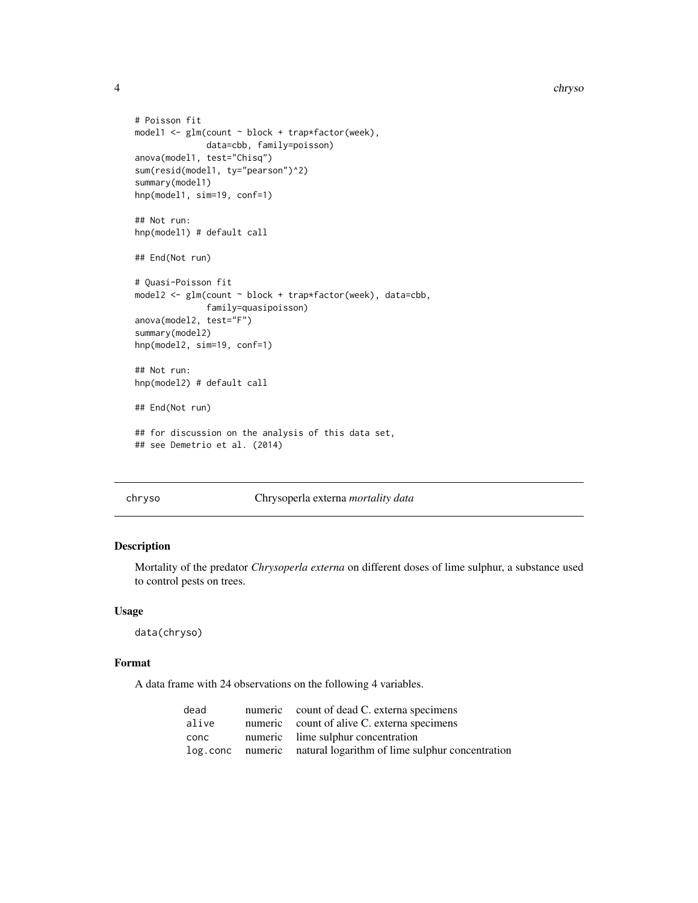```
# Poisson fit
model1 <- glm(count ~ block + trap*factor(week),
              data=cbb, family=poisson)
anova(model1, test="Chisq")
sum(resid(model1, ty="pearson")^2)
summary(model1)
hnp(model1, sim=19, conf=1)

## Not run:
hnp(model1) # default call

## End(Not run)

# Quasi-Poisson fit
model2 <- glm(count ~ block + trap*factor(week), data=cbb,
              family=quasipoisson)
anova(model2, test="F")
summary(model2)
hnp(model2, sim=19, conf=1)

## Not run:
hnp(model2) # default call

## End(Not run)

## for discussion on the analysis of this data set,
## see Demetrio et al. (2014)
```

## chryso — Chrysoperla externa *mortality data*

### Description

Mortality of the predator *Chrysoperla externa* on different doses of lime sulphur, a substance used to control pests on trees.

### Usage

```
data(chryso)
```

### Format

A data frame with 24 observations on the following 4 variables.

| | | |
|---|---|---|
| dead | numeric | count of dead C. externa specimens |
| alive | numeric | count of alive C. externa specimens |
| conc | numeric | lime sulphur concentration |
| log.conc | numeric | natural logarithm of lime sulphur concentration |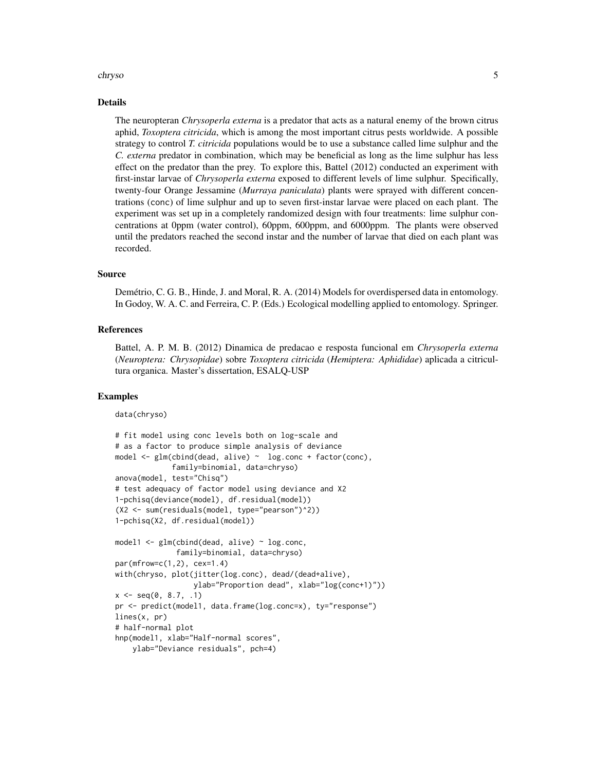## Details

The neuropteran *Chrysoperla externa* is a predator that acts as a natural enemy of the brown citrus aphid, *Toxoptera citricida*, which is among the most important citrus pests worldwide. A possible strategy to control *T. citricida* populations would be to use a substance called lime sulphur and the *C. externa* predator in combination, which may be beneficial as long as the lime sulphur has less effect on the predator than the prey. To explore this, Battel (2012) conducted an experiment with first-instar larvae of *Chrysoperla externa* exposed to different levels of lime sulphur. Specifically, twenty-four Orange Jessamine (*Murraya paniculata*) plants were sprayed with different concentrations (conc) of lime sulphur and up to seven first-instar larvae were placed on each plant. The experiment was set up in a completely randomized design with four treatments: lime sulphur concentrations at 0ppm (water control), 60ppm, 600ppm, and 6000ppm. The plants were observed until the predators reached the second instar and the number of larvae that died on each plant was recorded.

## Source

Demétrio, C. G. B., Hinde, J. and Moral, R. A. (2014) Models for overdispersed data in entomology. In Godoy, W. A. C. and Ferreira, C. P. (Eds.) Ecological modelling applied to entomology. Springer.

## References

Battel, A. P. M. B. (2012) Dinamica de predacao e resposta funcional em *Chrysoperla externa* (*Neuroptera: Chrysopidae*) sobre *Toxoptera citricida* (*Hemiptera: Aphididae*) aplicada a citricultura organica. Master's dissertation, ESALQ-USP

## Examples

```
data(chryso)

# fit model using conc levels both on log-scale and
# as a factor to produce simple analysis of deviance
model <- glm(cbind(dead, alive) ~  log.conc + factor(conc),
             family=binomial, data=chryso)
anova(model, test="Chisq")
# test adequacy of factor model using deviance and X2
1-pchisq(deviance(model), df.residual(model))
(X2 <- sum(residuals(model, type="pearson")^2))
1-pchisq(X2, df.residual(model))

model1 <- glm(cbind(dead, alive) ~ log.conc,
              family=binomial, data=chryso)
par(mfrow=c(1,2), cex=1.4)
with(chryso, plot(jitter(log.conc), dead/(dead+alive),
                  ylab="Proportion dead", xlab="log(conc+1)"))
x <- seq(0, 8.7, .1)
pr <- predict(model1, data.frame(log.conc=x), ty="response")
lines(x, pr)
# half-normal plot
hnp(model1, xlab="Half-normal scores",
    ylab="Deviance residuals", pch=4)
```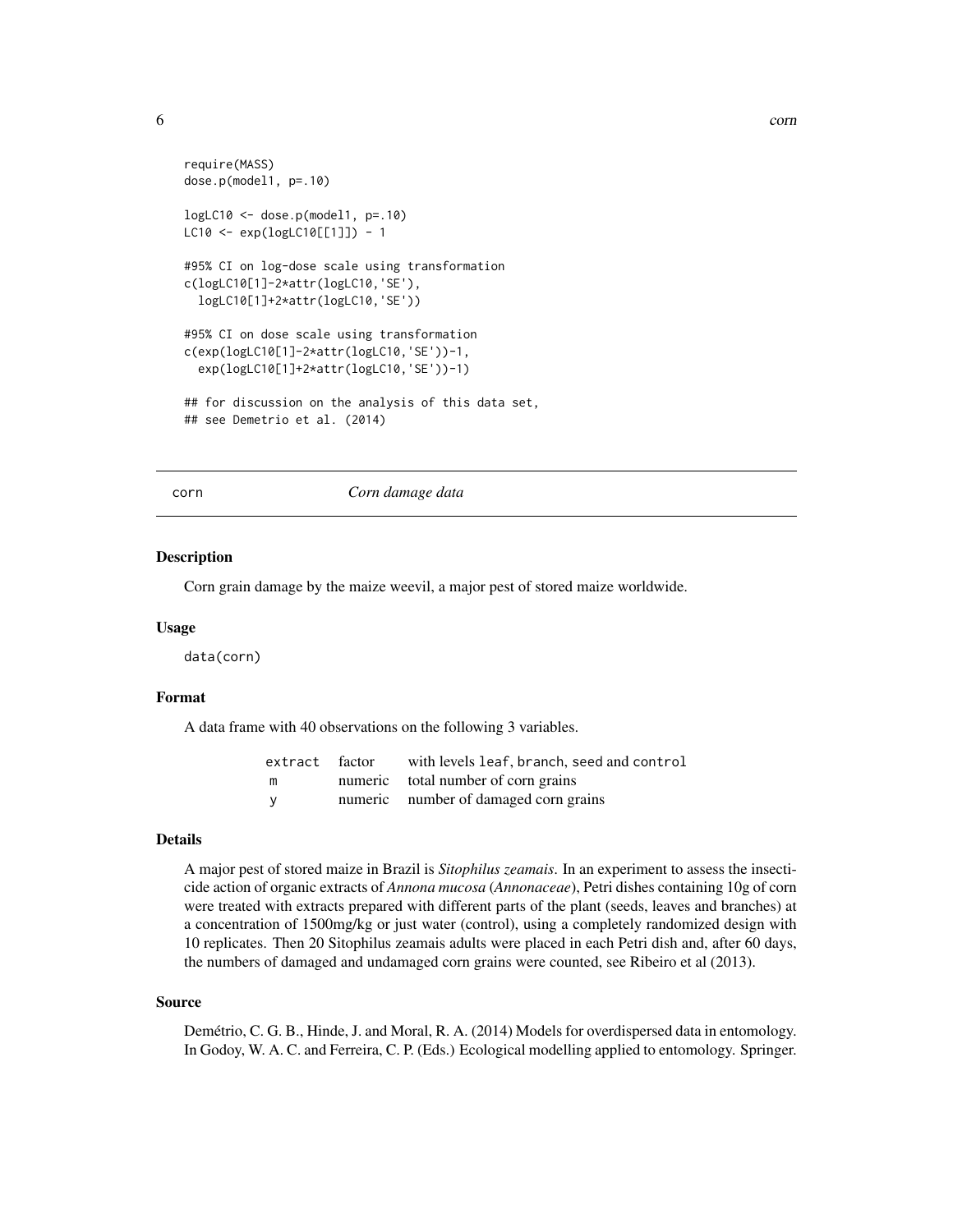```
require(MASS)
dose.p(model1, p=.10)

logLC10 <- dose.p(model1, p=.10)
LC10 <- exp(logLC10[[1]]) - 1

#95% CI on log-dose scale using transformation
c(logLC10[1]-2*attr(logLC10,'SE'),
  logLC10[1]+2*attr(logLC10,'SE'))

#95% CI on dose scale using transformation
c(exp(logLC10[1]-2*attr(logLC10,'SE'))-1,
  exp(logLC10[1]+2*attr(logLC10,'SE'))-1)

## for discussion on the analysis of this data set,
## see Demetrio et al. (2014)
```

## corn — *Corn damage data*

### Description

Corn grain damage by the maize weevil, a major pest of stored maize worldwide.

### Usage

```
data(corn)
```

### Format

A data frame with 40 observations on the following 3 variables.

| | | |
|---|---|---|
| `extract` | factor | with levels `leaf`, `branch`, `seed` and `control` |
| `m` | numeric | total number of corn grains |
| `y` | numeric | number of damaged corn grains |

### Details

A major pest of stored maize in Brazil is *Sitophilus zeamais*. In an experiment to assess the insecticide action of organic extracts of *Annona mucosa* (*Annonaceae*), Petri dishes containing 10g of corn were treated with extracts prepared with different parts of the plant (seeds, leaves and branches) at a concentration of 1500mg/kg or just water (control), using a completely randomized design with 10 replicates. Then 20 Sitophilus zeamais adults were placed in each Petri dish and, after 60 days, the numbers of damaged and undamaged corn grains were counted, see Ribeiro et al (2013).

### Source

Demétrio, C. G. B., Hinde, J. and Moral, R. A. (2014) Models for overdispersed data in entomology. In Godoy, W. A. C. and Ferreira, C. P. (Eds.) Ecological modelling applied to entomology. Springer.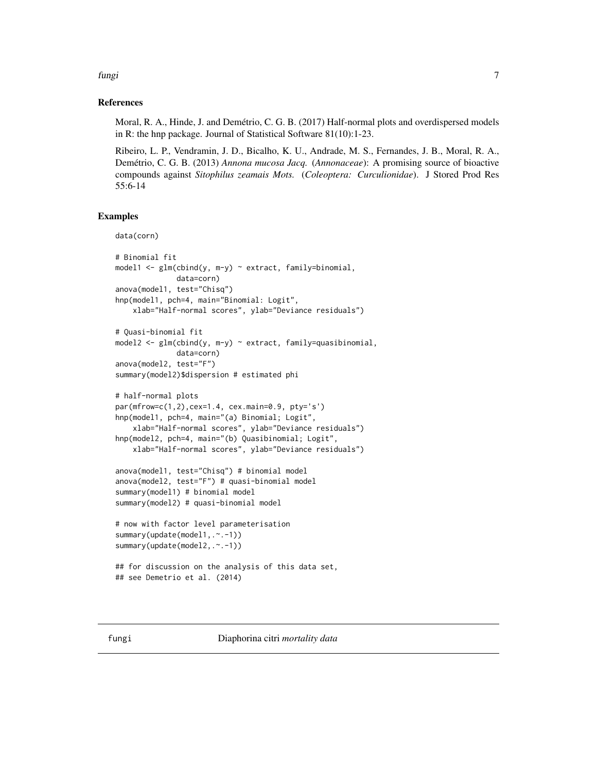### References

Moral, R. A., Hinde, J. and Demétrio, C. G. B. (2017) Half-normal plots and overdispersed models in R: the hnp package. Journal of Statistical Software 81(10):1-23.

Ribeiro, L. P., Vendramin, J. D., Bicalho, K. U., Andrade, M. S., Fernandes, J. B., Moral, R. A., Demétrio, C. G. B. (2013) *Annona mucosa Jacq.* (*Annonaceae*): A promising source of bioactive compounds against *Sitophilus zeamais Mots.* (*Coleoptera: Curculionidae*). J Stored Prod Res 55:6-14

### Examples

```
data(corn)

# Binomial fit
model1 <- glm(cbind(y, m-y) ~ extract, family=binomial,
              data=corn)
anova(model1, test="Chisq")
hnp(model1, pch=4, main="Binomial: Logit",
    xlab="Half-normal scores", ylab="Deviance residuals")

# Quasi-binomial fit
model2 <- glm(cbind(y, m-y) ~ extract, family=quasibinomial,
              data=corn)
anova(model2, test="F")
summary(model2)$dispersion # estimated phi

# half-normal plots
par(mfrow=c(1,2),cex=1.4, cex.main=0.9, pty='s')
hnp(model1, pch=4, main="(a) Binomial; Logit",
    xlab="Half-normal scores", ylab="Deviance residuals")
hnp(model2, pch=4, main="(b) Quasibinomial; Logit",
    xlab="Half-normal scores", ylab="Deviance residuals")

anova(model1, test="Chisq") # binomial model
anova(model2, test="F") # quasi-binomial model
summary(model1) # binomial model
summary(model2) # quasi-binomial model

# now with factor level parameterisation
summary(update(model1,.~.-1))
summary(update(model2,.~.-1))

## for discussion on the analysis of this data set,
## see Demetrio et al. (2014)
```

## fungi — *Diaphorina citri mortality data*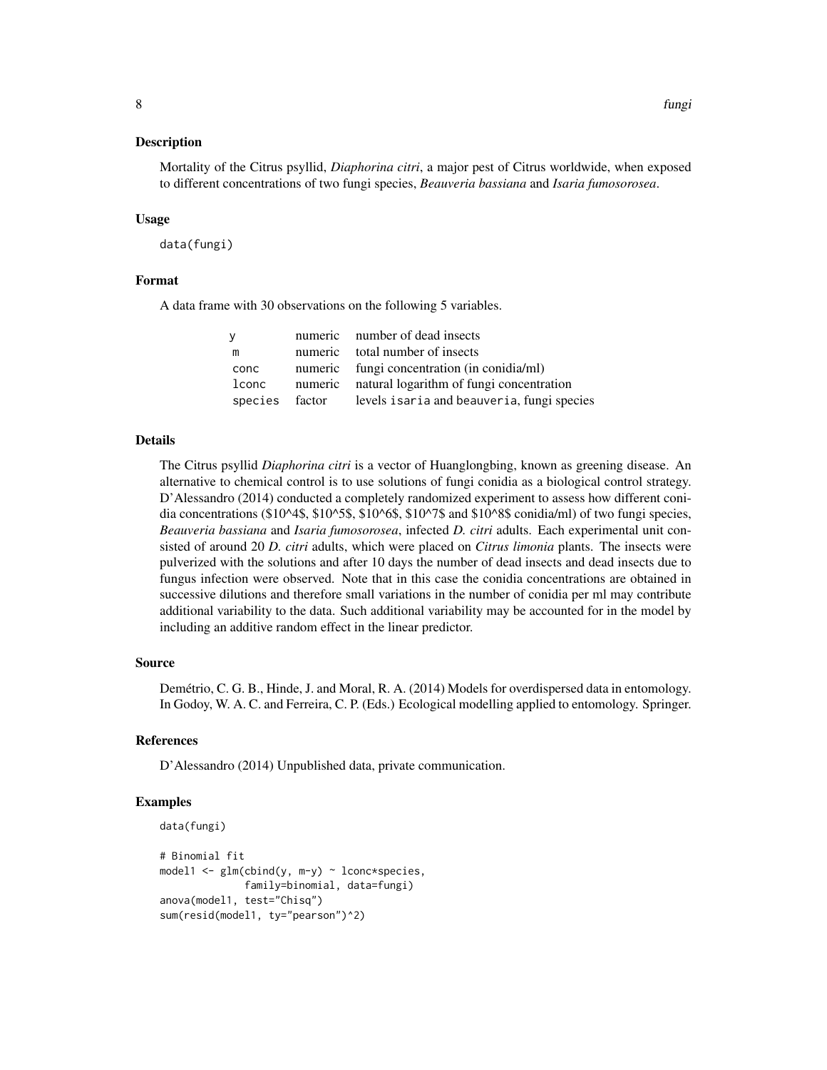## Description

Mortality of the Citrus psyllid, *Diaphorina citri*, a major pest of Citrus worldwide, when exposed to different concentrations of two fungi species, *Beauveria bassiana* and *Isaria fumosorosea*.

## Usage

```
data(fungi)
```

## Format

A data frame with 30 observations on the following 5 variables.

| | | |
|---|---|---|
| `y` | numeric | number of dead insects |
| `m` | numeric | total number of insects |
| `conc` | numeric | fungi concentration (in conidia/ml) |
| `lconc` | numeric | natural logarithm of fungi concentration |
| `species` | factor | levels `isaria` and `beauveria`, fungi species |

## Details

The Citrus psyllid *Diaphorina citri* is a vector of Huanglongbing, known as greening disease. An alternative to chemical control is to use solutions of fungi conidia as a biological control strategy. D'Alessandro (2014) conducted a completely randomized experiment to assess how different conidia concentrations ($10^4$, $10^5$, $10^6$, $10^7$ and $10^8$ conidia/ml) of two fungi species, *Beauveria bassiana* and *Isaria fumosorosea*, infected *D. citri* adults. Each experimental unit consisted of around 20 *D. citri* adults, which were placed on *Citrus limonia* plants. The insects were pulverized with the solutions and after 10 days the number of dead insects and dead insects due to fungus infection were observed. Note that in this case the conidia concentrations are obtained in successive dilutions and therefore small variations in the number of conidia per ml may contribute additional variability to the data. Such additional variability may be accounted for in the model by including an additive random effect in the linear predictor.

## Source

Demétrio, C. G. B., Hinde, J. and Moral, R. A. (2014) Models for overdispersed data in entomology. In Godoy, W. A. C. and Ferreira, C. P. (Eds.) Ecological modelling applied to entomology. Springer.

## References

D'Alessandro (2014) Unpublished data, private communication.

## Examples

```
data(fungi)

# Binomial fit
model1 <- glm(cbind(y, m-y) ~ lconc*species,
              family=binomial, data=fungi)
anova(model1, test="Chisq")
sum(resid(model1, ty="pearson")^2)
```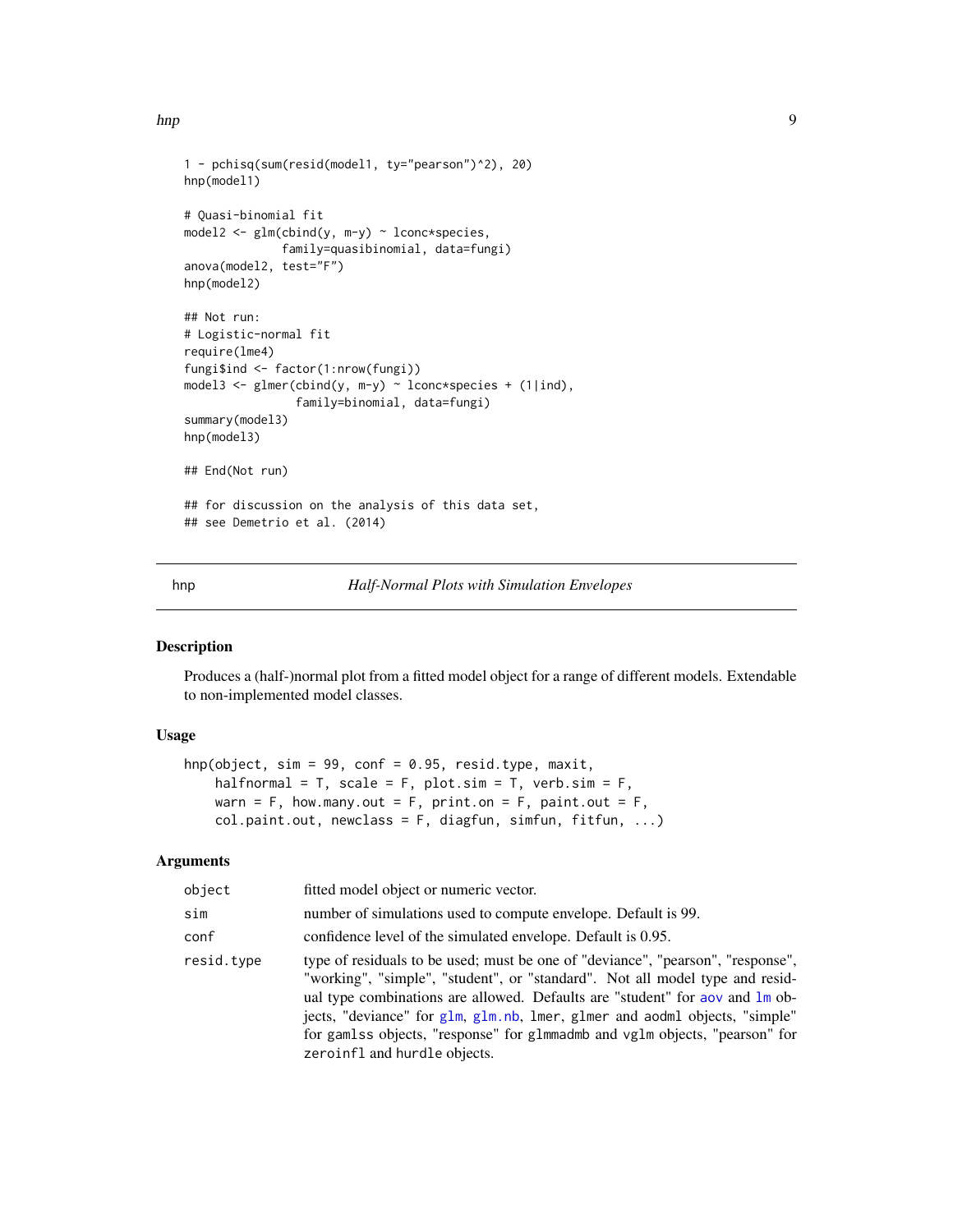```
1 - pchisq(sum(resid(model1, ty="pearson")^2), 20)
hnp(model1)

# Quasi-binomial fit
model2 <- glm(cbind(y, m-y) ~ lconc*species,
              family=quasibinomial, data=fungi)
anova(model2, test="F")
hnp(model2)

## Not run:
# Logistic-normal fit
require(lme4)
fungi$ind <- factor(1:nrow(fungi))
model3 <- glmer(cbind(y, m-y) ~ lconc*species + (1|ind),
                family=binomial, data=fungi)
summary(model3)
hnp(model3)

## End(Not run)

## for discussion on the analysis of this data set,
## see Demetrio et al. (2014)
```

## hnp — *Half-Normal Plots with Simulation Envelopes*

### Description

Produces a (half-)normal plot from a fitted model object for a range of different models. Extendable to non-implemented model classes.

### Usage

```
hnp(object, sim = 99, conf = 0.95, resid.type, maxit,
    halfnormal = T, scale = F, plot.sim = T, verb.sim = F,
    warn = F, how.many.out = F, print.on = F, paint.out = F,
    col.paint.out, newclass = F, diagfun, simfun, fitfun, ...)
```

### Arguments

| | |
|---|---|
| `object` | fitted model object or numeric vector. |
| `sim` | number of simulations used to compute envelope. Default is 99. |
| `conf` | confidence level of the simulated envelope. Default is 0.95. |
| `resid.type` | type of residuals to be used; must be one of "deviance", "pearson", "response", "working", "simple", "student", or "standard". Not all model type and residual type combinations are allowed. Defaults are "student" for `aov` and `lm` objects, "deviance" for `glm`, `glm.nb`, `lmer`, `glmer` and `aodml` objects, "simple" for `gamlss` objects, "response" for `glmmadmb` and `vglm` objects, "pearson" for `zeroinfl` and `hurdle` objects. |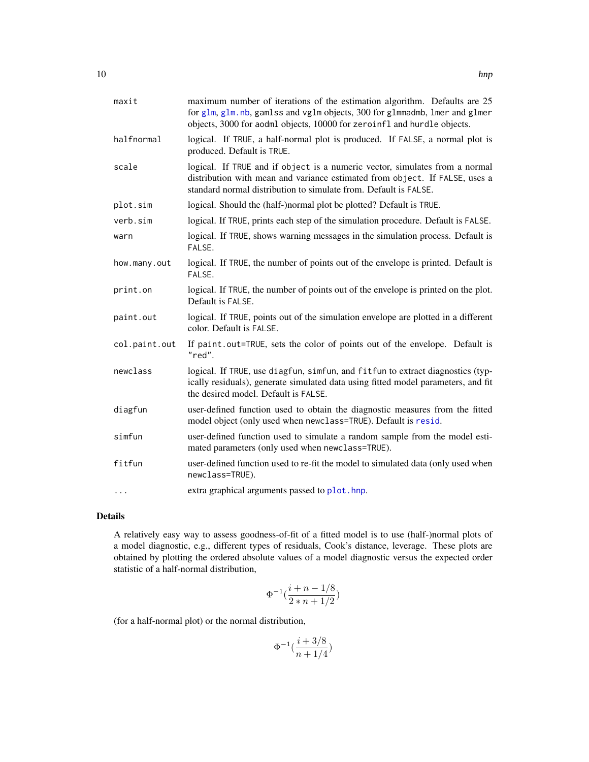| | |
|---|---|
| maxit | maximum number of iterations of the estimation algorithm. Defaults are 25 for glm, glm.nb, gamlss and vglm objects, 300 for glmmadmb, lmer and glmer objects, 3000 for aodml objects, 10000 for zeroinfl and hurdle objects. |
| halfnormal | logical. If TRUE, a half-normal plot is produced. If FALSE, a normal plot is produced. Default is TRUE. |
| scale | logical. If TRUE and if object is a numeric vector, simulates from a normal distribution with mean and variance estimated from object. If FALSE, uses a standard normal distribution to simulate from. Default is FALSE. |
| plot.sim | logical. Should the (half-)normal plot be plotted? Default is TRUE. |
| verb.sim | logical. If TRUE, prints each step of the simulation procedure. Default is FALSE. |
| warn | logical. If TRUE, shows warning messages in the simulation process. Default is FALSE. |
| how.many.out | logical. If TRUE, the number of points out of the envelope is printed. Default is FALSE. |
| print.on | logical. If TRUE, the number of points out of the envelope is printed on the plot. Default is FALSE. |
| paint.out | logical. If TRUE, points out of the simulation envelope are plotted in a different color. Default is FALSE. |
| col.paint.out | If paint.out=TRUE, sets the color of points out of the envelope. Default is "red". |
| newclass | logical. If TRUE, use diagfun, simfun, and fitfun to extract diagnostics (typically residuals), generate simulated data using fitted model parameters, and fit the desired model. Default is FALSE. |
| diagfun | user-defined function used to obtain the diagnostic measures from the fitted model object (only used when newclass=TRUE). Default is resid. |
| simfun | user-defined function used to simulate a random sample from the model estimated parameters (only used when newclass=TRUE). |
| fitfun | user-defined function used to re-fit the model to simulated data (only used when newclass=TRUE). |
| ... | extra graphical arguments passed to plot.hnp. |

## Details

A relatively easy way to assess goodness-of-fit of a fitted model is to use (half-)normal plots of a model diagnostic, e.g., different types of residuals, Cook's distance, leverage. These plots are obtained by plotting the ordered absolute values of a model diagnostic versus the expected order statistic of a half-normal distribution,

$$\Phi^{-1}\left(\frac{i+n-1/8}{2*n+1/2}\right)$$

(for a half-normal plot) or the normal distribution,

$$\Phi^{-1}\left(\frac{i+3/8}{n+1/4}\right)$$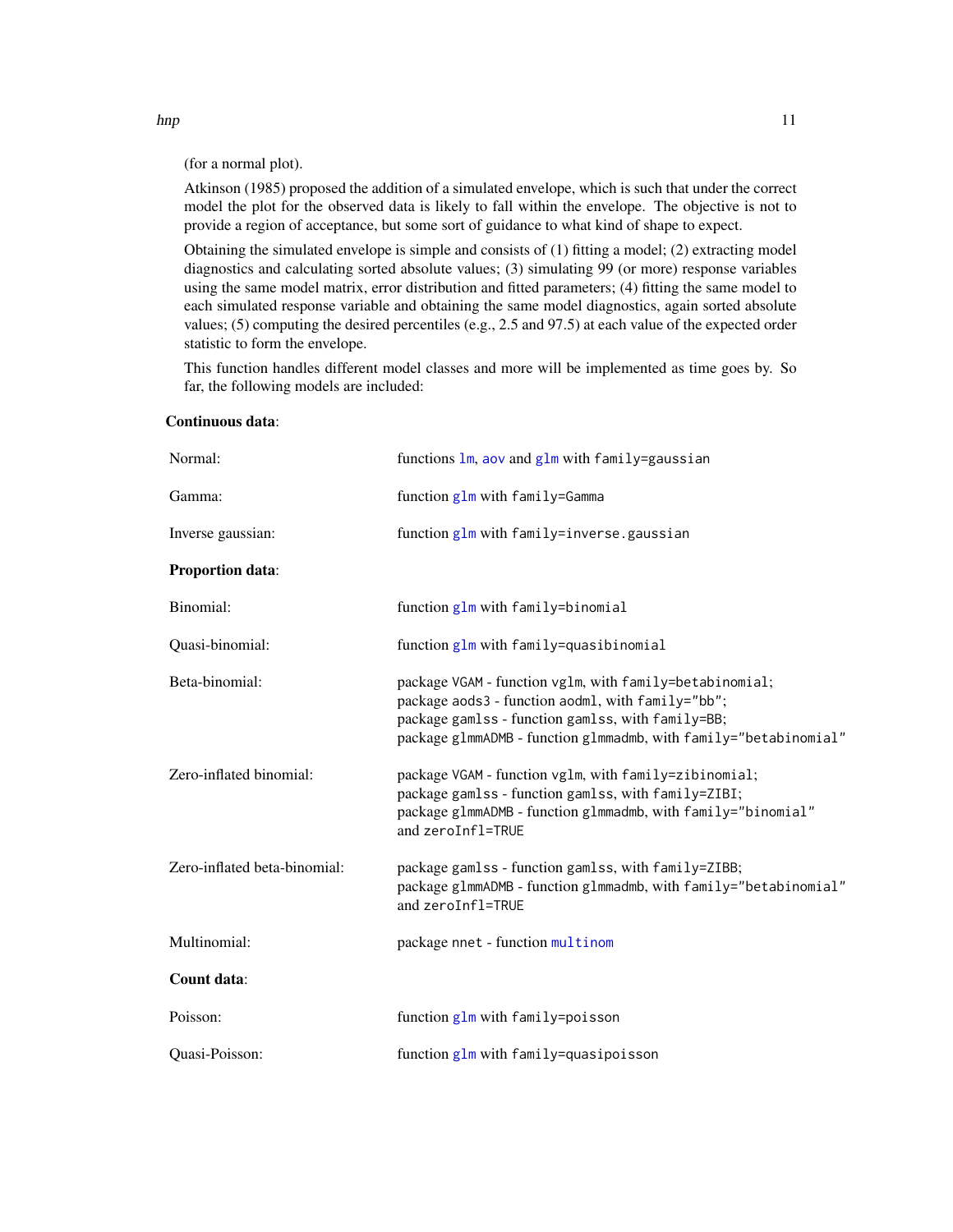(for a normal plot).

Atkinson (1985) proposed the addition of a simulated envelope, which is such that under the correct model the plot for the observed data is likely to fall within the envelope. The objective is not to provide a region of acceptance, but some sort of guidance to what kind of shape to expect.

Obtaining the simulated envelope is simple and consists of (1) fitting a model; (2) extracting model diagnostics and calculating sorted absolute values; (3) simulating 99 (or more) response variables using the same model matrix, error distribution and fitted parameters; (4) fitting the same model to each simulated response variable and obtaining the same model diagnostics, again sorted absolute values; (5) computing the desired percentiles (e.g., 2.5 and 97.5) at each value of the expected order statistic to form the envelope.

This function handles different model classes and more will be implemented as time goes by. So far, the following models are included:

**Continuous data**:

Normal: functions `lm`, `aov` and `glm` with `family=gaussian`

Gamma: function `glm` with `family=Gamma`

Inverse gaussian: function `glm` with `family=inverse.gaussian`

**Proportion data**:

Binomial: function `glm` with `family=binomial`

Quasi-binomial: function `glm` with `family=quasibinomial`

Beta-binomial: package `VGAM` - function `vglm`, with `family=betabinomial`; package `aods3` - function `aodml`, with `family="bb"`; package `gamlss` - function `gamlss`, with `family=BB`; package `glmmADMB` - function `glmmadmb`, with `family="betabinomial"`

Zero-inflated binomial: package `VGAM` - function `vglm`, with `family=zibinomial`; package `gamlss` - function `gamlss`, with `family=ZIBI`; package `glmmADMB` - function `glmmadmb`, with `family="binomial"` and `zeroInfl=TRUE`

Zero-inflated beta-binomial: package `gamlss` - function `gamlss`, with `family=ZIBB`; package `glmmADMB` - function `glmmadmb`, with `family="betabinomial"` and `zeroInfl=TRUE`

Multinomial: package `nnet` - function `multinom`

**Count data**:

Poisson: function `glm` with `family=poisson`

Quasi-Poisson: function `glm` with `family=quasipoisson`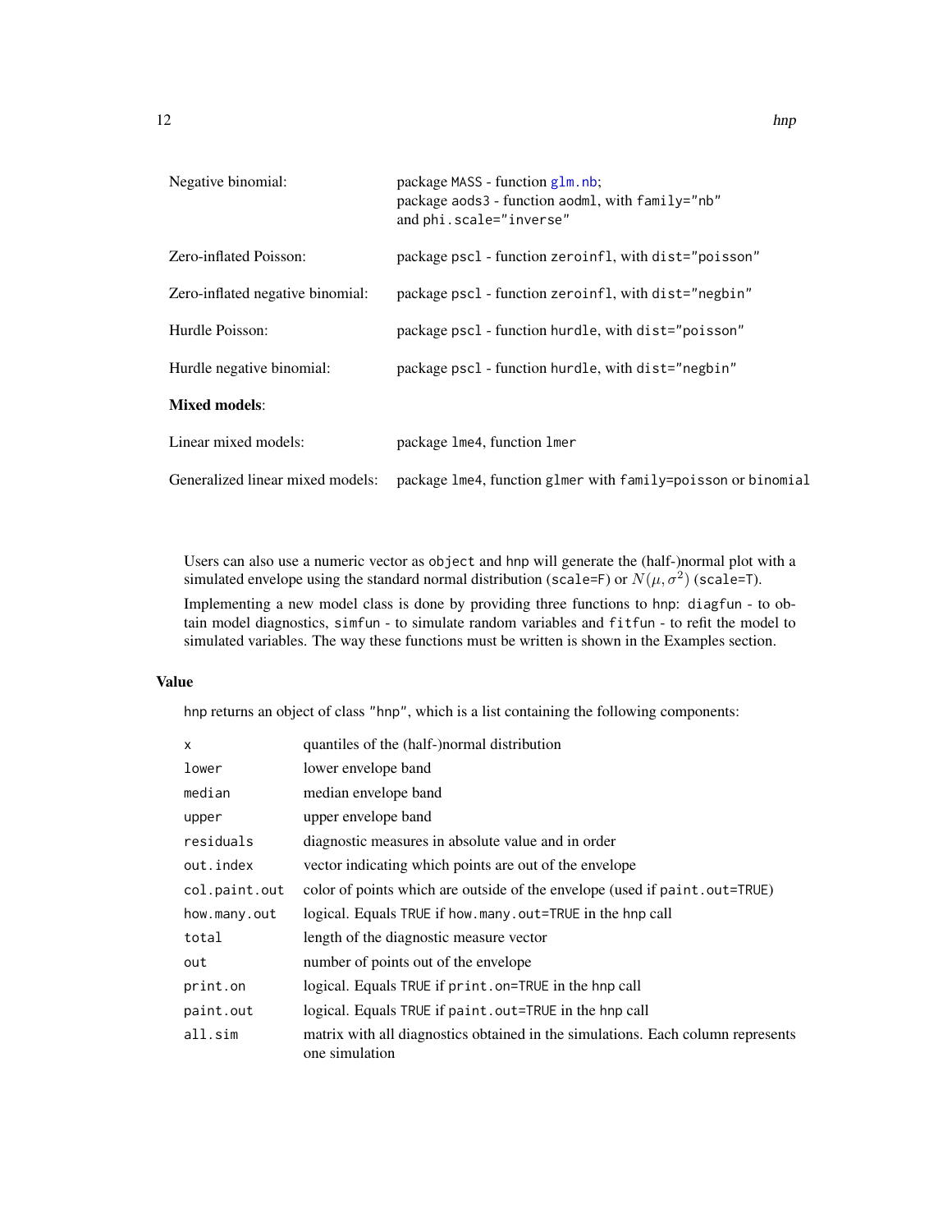| | |
|---|---|
| Negative binomial: | package `MASS` - function `glm.nb`;<br>package `aods3` - function `aodml`, with `family="nb"` and `phi.scale="inverse"` |
| Zero-inflated Poisson: | package `pscl` - function `zeroinfl`, with `dist="poisson"` |
| Zero-inflated negative binomial: | package `pscl` - function `zeroinfl`, with `dist="negbin"` |
| Hurdle Poisson: | package `pscl` - function `hurdle`, with `dist="poisson"` |
| Hurdle negative binomial: | package `pscl` - function `hurdle`, with `dist="negbin"` |
| **Mixed models**: | |
| Linear mixed models: | package `lme4`, function `lmer` |
| Generalized linear mixed models: | package `lme4`, function `glmer` with `family=poisson` or `binomial` |

Users can also use a numeric vector as `object` and `hnp` will generate the (half-)normal plot with a simulated envelope using the standard normal distribution (`scale=F`) or $N(\mu, \sigma^2)$ (`scale=T`).

Implementing a new model class is done by providing three functions to `hnp`: `diagfun` - to obtain model diagnostics, `simfun` - to simulate random variables and `fitfun` - to refit the model to simulated variables. The way these functions must be written is shown in the Examples section.

## Value

`hnp` returns an object of class `"hnp"`, which is a list containing the following components:

| | |
|---|---|
| `x` | quantiles of the (half-)normal distribution |
| `lower` | lower envelope band |
| `median` | median envelope band |
| `upper` | upper envelope band |
| `residuals` | diagnostic measures in absolute value and in order |
| `out.index` | vector indicating which points are out of the envelope |
| `col.paint.out` | color of points which are outside of the envelope (used if `paint.out=TRUE`) |
| `how.many.out` | logical. Equals `TRUE` if `how.many.out=TRUE` in the `hnp` call |
| `total` | length of the diagnostic measure vector |
| `out` | number of points out of the envelope |
| `print.on` | logical. Equals `TRUE` if `print.on=TRUE` in the `hnp` call |
| `paint.out` | logical. Equals `TRUE` if `paint.out=TRUE` in the `hnp` call |
| `all.sim` | matrix with all diagnostics obtained in the simulations. Each column represents one simulation |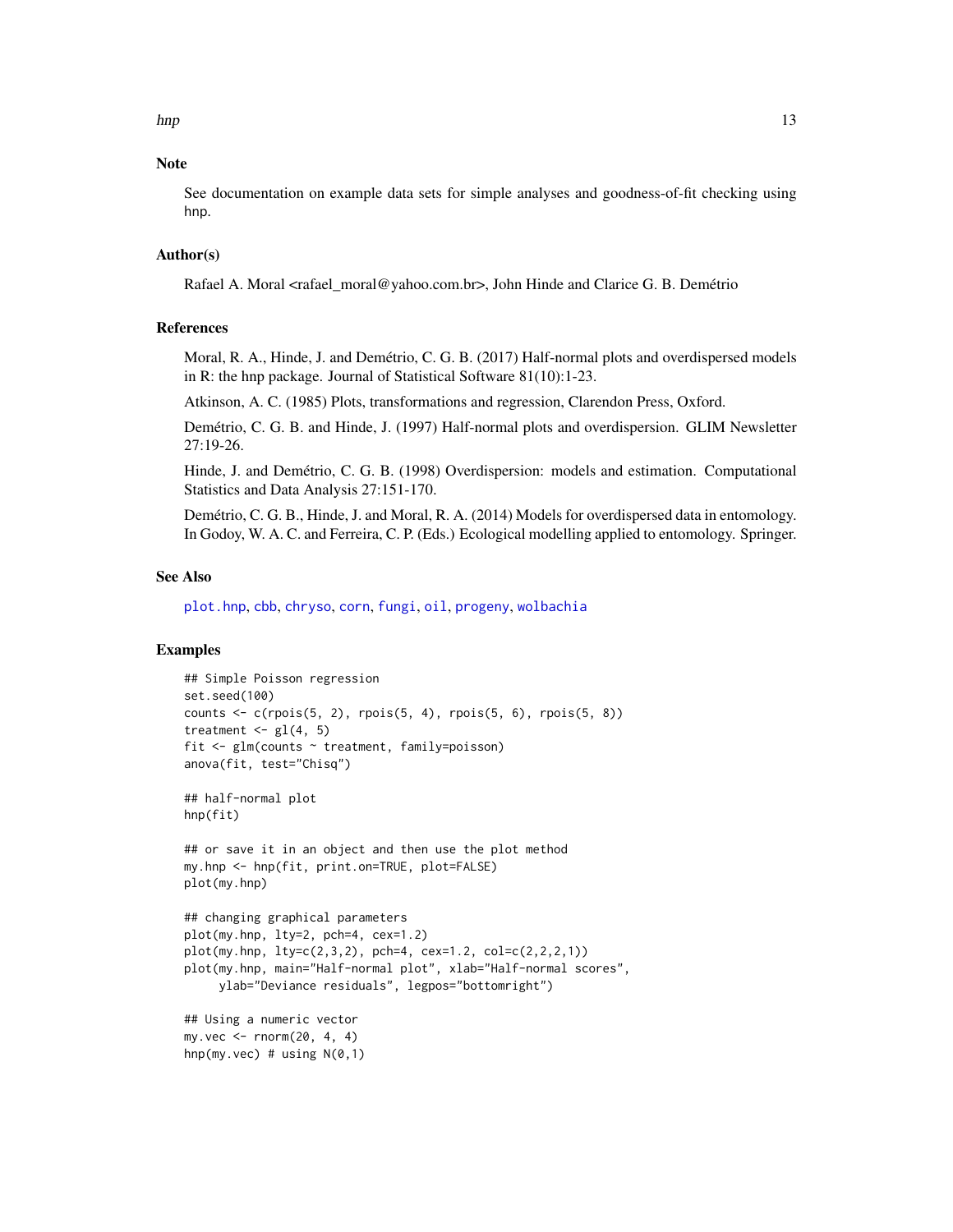## Note

See documentation on example data sets for simple analyses and goodness-of-fit checking using hnp.

## Author(s)

Rafael A. Moral <rafael_moral@yahoo.com.br>, John Hinde and Clarice G. B. Demétrio

## References

Moral, R. A., Hinde, J. and Demétrio, C. G. B. (2017) Half-normal plots and overdispersed models in R: the hnp package. Journal of Statistical Software 81(10):1-23.

Atkinson, A. C. (1985) Plots, transformations and regression, Clarendon Press, Oxford.

Demétrio, C. G. B. and Hinde, J. (1997) Half-normal plots and overdispersion. GLIM Newsletter 27:19-26.

Hinde, J. and Demétrio, C. G. B. (1998) Overdispersion: models and estimation. Computational Statistics and Data Analysis 27:151-170.

Demétrio, C. G. B., Hinde, J. and Moral, R. A. (2014) Models for overdispersed data in entomology. In Godoy, W. A. C. and Ferreira, C. P. (Eds.) Ecological modelling applied to entomology. Springer.

## See Also

plot.hnp, cbb, chryso, corn, fungi, oil, progeny, wolbachia

## Examples

```
## Simple Poisson regression
set.seed(100)
counts <- c(rpois(5, 2), rpois(5, 4), rpois(5, 6), rpois(5, 8))
treatment <- gl(4, 5)
fit <- glm(counts ~ treatment, family=poisson)
anova(fit, test="Chisq")

## half-normal plot
hnp(fit)

## or save it in an object and then use the plot method
my.hnp <- hnp(fit, print.on=TRUE, plot=FALSE)
plot(my.hnp)

## changing graphical parameters
plot(my.hnp, lty=2, pch=4, cex=1.2)
plot(my.hnp, lty=c(2,3,2), pch=4, cex=1.2, col=c(2,2,2,1))
plot(my.hnp, main="Half-normal plot", xlab="Half-normal scores",
     ylab="Deviance residuals", legpos="bottomright")

## Using a numeric vector
my.vec <- rnorm(20, 4, 4)
hnp(my.vec) # using N(0,1)
```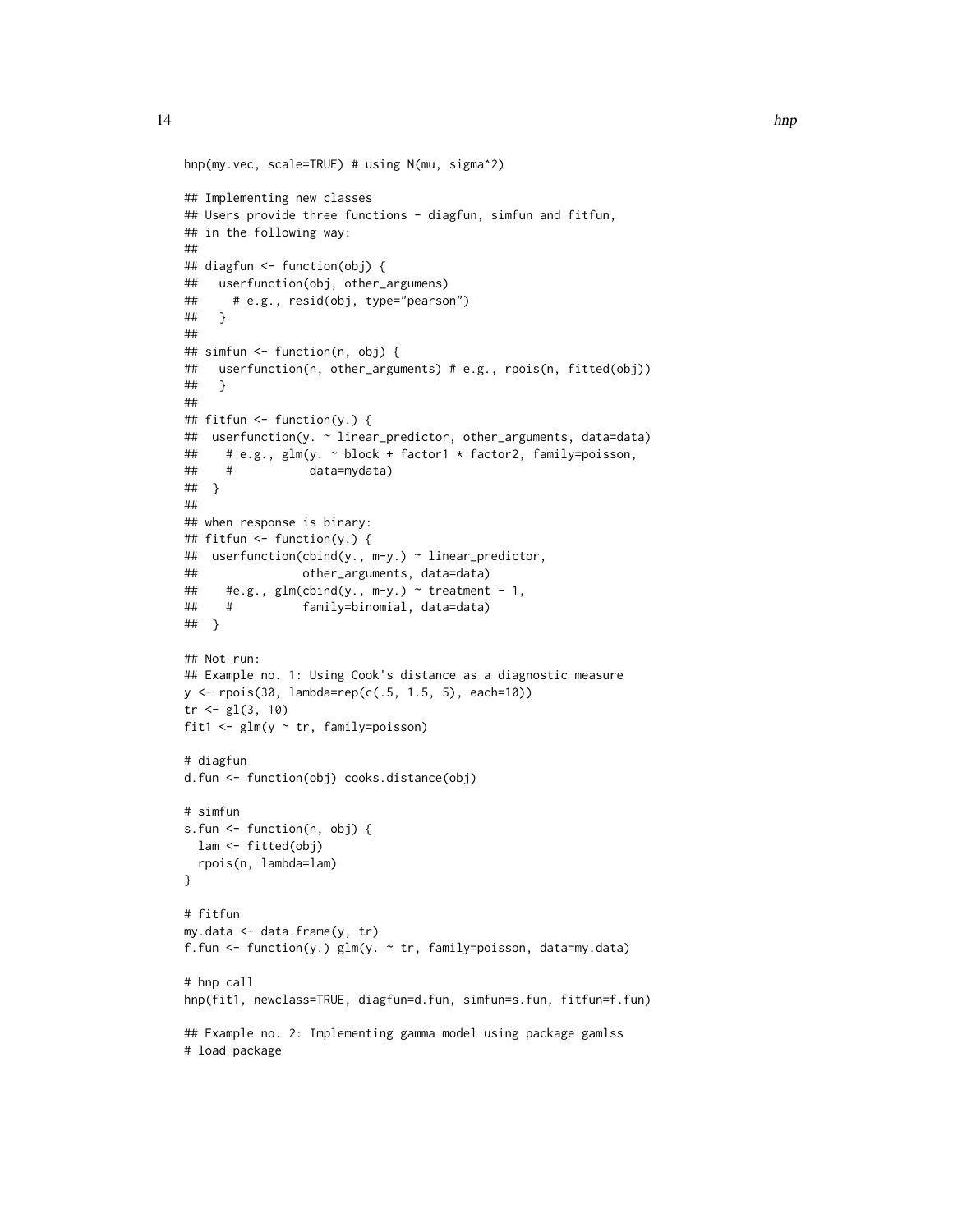```
hnp(my.vec, scale=TRUE) # using N(mu, sigma^2)

## Implementing new classes
## Users provide three functions - diagfun, simfun and fitfun,
## in the following way:
##
## diagfun <- function(obj) {
##   userfunction(obj, other_argumens)
##     # e.g., resid(obj, type="pearson")
##   }
##
## simfun <- function(n, obj) {
##   userfunction(n, other_arguments) # e.g., rpois(n, fitted(obj))
##   }
##
## fitfun <- function(y.) {
##  userfunction(y. ~ linear_predictor, other_arguments, data=data)
##    # e.g., glm(y. ~ block + factor1 * factor2, family=poisson,
##    #           data=mydata)
##  }
##
## when response is binary:
## fitfun <- function(y.) {
##  userfunction(cbind(y., m-y.) ~ linear_predictor,
##               other_arguments, data=data)
##    #e.g., glm(cbind(y., m-y.) ~ treatment - 1,
##    #          family=binomial, data=data)
##  }

## Not run:
## Example no. 1: Using Cook's distance as a diagnostic measure
y <- rpois(30, lambda=rep(c(.5, 1.5, 5), each=10))
tr <- gl(3, 10)
fit1 <- glm(y ~ tr, family=poisson)

# diagfun
d.fun <- function(obj) cooks.distance(obj)

# simfun
s.fun <- function(n, obj) {
  lam <- fitted(obj)
  rpois(n, lambda=lam)
}

# fitfun
my.data <- data.frame(y, tr)
f.fun <- function(y.) glm(y. ~ tr, family=poisson, data=my.data)

# hnp call
hnp(fit1, newclass=TRUE, diagfun=d.fun, simfun=s.fun, fitfun=f.fun)

## Example no. 2: Implementing gamma model using package gamlss
# load package
```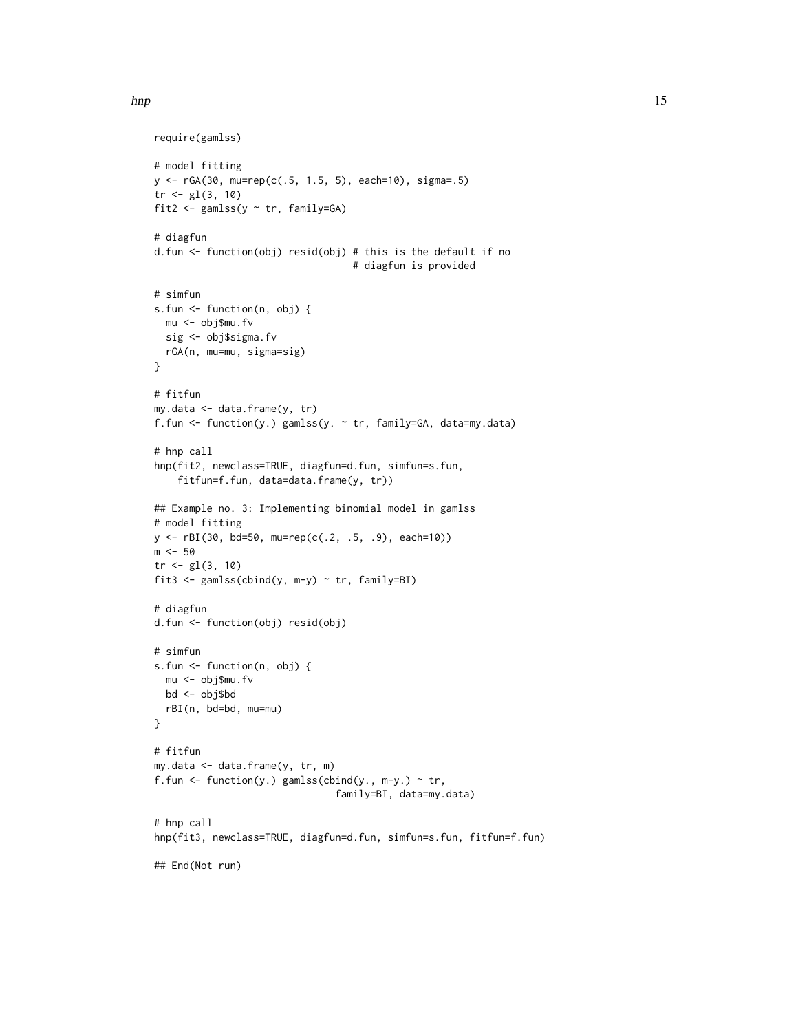```
require(gamlss)

# model fitting
y <- rGA(30, mu=rep(c(.5, 1.5, 5), each=10), sigma=.5)
tr <- gl(3, 10)
fit2 <- gamlss(y ~ tr, family=GA)

# diagfun
d.fun <- function(obj) resid(obj) # this is the default if no
                                  # diagfun is provided

# simfun
s.fun <- function(n, obj) {
  mu <- obj$mu.fv
  sig <- obj$sigma.fv
  rGA(n, mu=mu, sigma=sig)
}

# fitfun
my.data <- data.frame(y, tr)
f.fun <- function(y.) gamlss(y. ~ tr, family=GA, data=my.data)

# hnp call
hnp(fit2, newclass=TRUE, diagfun=d.fun, simfun=s.fun,
    fitfun=f.fun, data=data.frame(y, tr))

## Example no. 3: Implementing binomial model in gamlss
# model fitting
y <- rBI(30, bd=50, mu=rep(c(.2, .5, .9), each=10))
m <- 50
tr <- gl(3, 10)
fit3 <- gamlss(cbind(y, m-y) ~ tr, family=BI)

# diagfun
d.fun <- function(obj) resid(obj)

# simfun
s.fun <- function(n, obj) {
  mu <- obj$mu.fv
  bd <- obj$bd
  rBI(n, bd=bd, mu=mu)
}

# fitfun
my.data <- data.frame(y, tr, m)
f.fun <- function(y.) gamlss(cbind(y., m-y.) ~ tr,
                             family=BI, data=my.data)

# hnp call
hnp(fit3, newclass=TRUE, diagfun=d.fun, simfun=s.fun, fitfun=f.fun)

## End(Not run)
```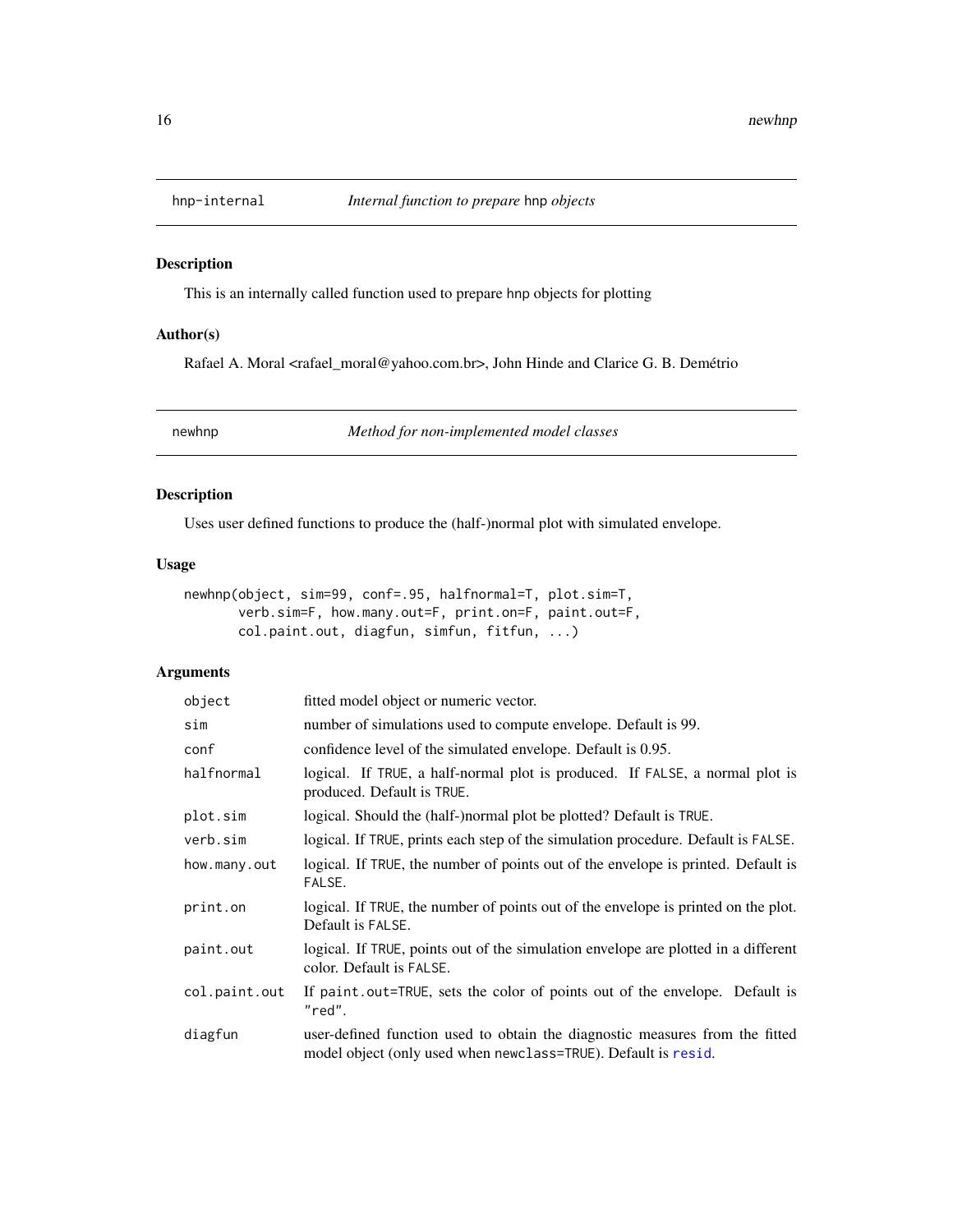## hnp-internal — *Internal function to prepare* hnp *objects*

### Description

This is an internally called function used to prepare hnp objects for plotting

### Author(s)

Rafael A. Moral <rafael_moral@yahoo.com.br>, John Hinde and Clarice G. B. Demétrio

## newhnp — *Method for non-implemented model classes*

### Description

Uses user defined functions to produce the (half-)normal plot with simulated envelope.

### Usage

```
newhnp(object, sim=99, conf=.95, halfnormal=T, plot.sim=T,
       verb.sim=F, how.many.out=F, print.on=F, paint.out=F,
       col.paint.out, diagfun, simfun, fitfun, ...)
```

### Arguments

| | |
|---|---|
| object | fitted model object or numeric vector. |
| sim | number of simulations used to compute envelope. Default is 99. |
| conf | confidence level of the simulated envelope. Default is 0.95. |
| halfnormal | logical. If TRUE, a half-normal plot is produced. If FALSE, a normal plot is produced. Default is TRUE. |
| plot.sim | logical. Should the (half-)normal plot be plotted? Default is TRUE. |
| verb.sim | logical. If TRUE, prints each step of the simulation procedure. Default is FALSE. |
| how.many.out | logical. If TRUE, the number of points out of the envelope is printed. Default is FALSE. |
| print.on | logical. If TRUE, the number of points out of the envelope is printed on the plot. Default is FALSE. |
| paint.out | logical. If TRUE, points out of the simulation envelope are plotted in a different color. Default is FALSE. |
| col.paint.out | If paint.out=TRUE, sets the color of points out of the envelope. Default is "red". |
| diagfun | user-defined function used to obtain the diagnostic measures from the fitted model object (only used when newclass=TRUE). Default is resid. |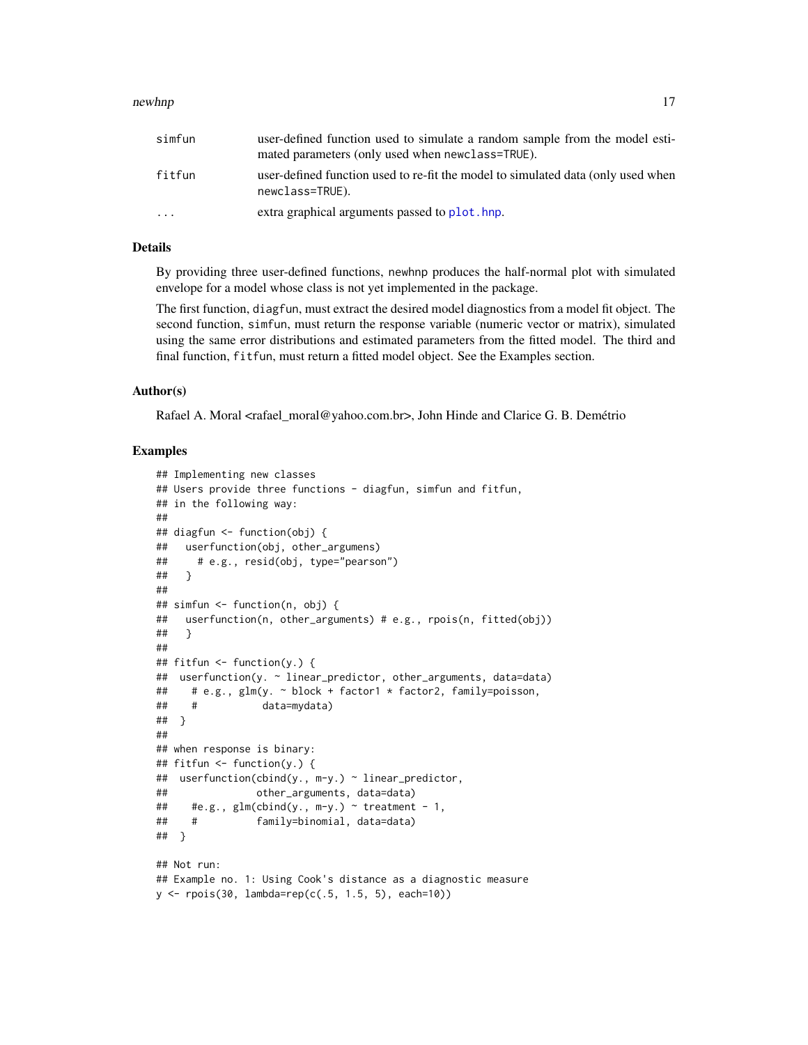| | |
|---|---|
| simfun | user-defined function used to simulate a random sample from the model estimated parameters (only used when newclass=TRUE). |
| fitfun | user-defined function used to re-fit the model to simulated data (only used when newclass=TRUE). |
| ... | extra graphical arguments passed to plot.hnp. |

## Details

By providing three user-defined functions, newhnp produces the half-normal plot with simulated envelope for a model whose class is not yet implemented in the package.

The first function, diagfun, must extract the desired model diagnostics from a model fit object. The second function, simfun, must return the response variable (numeric vector or matrix), simulated using the same error distributions and estimated parameters from the fitted model. The third and final function, fitfun, must return a fitted model object. See the Examples section.

## Author(s)

Rafael A. Moral <rafael_moral@yahoo.com.br>, John Hinde and Clarice G. B. Demétrio

## Examples

```
## Implementing new classes
## Users provide three functions - diagfun, simfun and fitfun,
## in the following way:
##
## diagfun <- function(obj) {
##   userfunction(obj, other_argumens)
##     # e.g., resid(obj, type="pearson")
##   }
##
## simfun <- function(n, obj) {
##   userfunction(n, other_arguments) # e.g., rpois(n, fitted(obj))
##   }
##
## fitfun <- function(y.) {
##  userfunction(y. ~ linear_predictor, other_arguments, data=data)
##    # e.g., glm(y. ~ block + factor1 * factor2, family=poisson,
##    #           data=mydata)
##  }
##
## when response is binary:
## fitfun <- function(y.) {
##  userfunction(cbind(y., m-y.) ~ linear_predictor,
##               other_arguments, data=data)
##    #e.g., glm(cbind(y., m-y.) ~ treatment - 1,
##    #          family=binomial, data=data)
##  }

## Not run:
## Example no. 1: Using Cook's distance as a diagnostic measure
y <- rpois(30, lambda=rep(c(.5, 1.5, 5), each=10))
```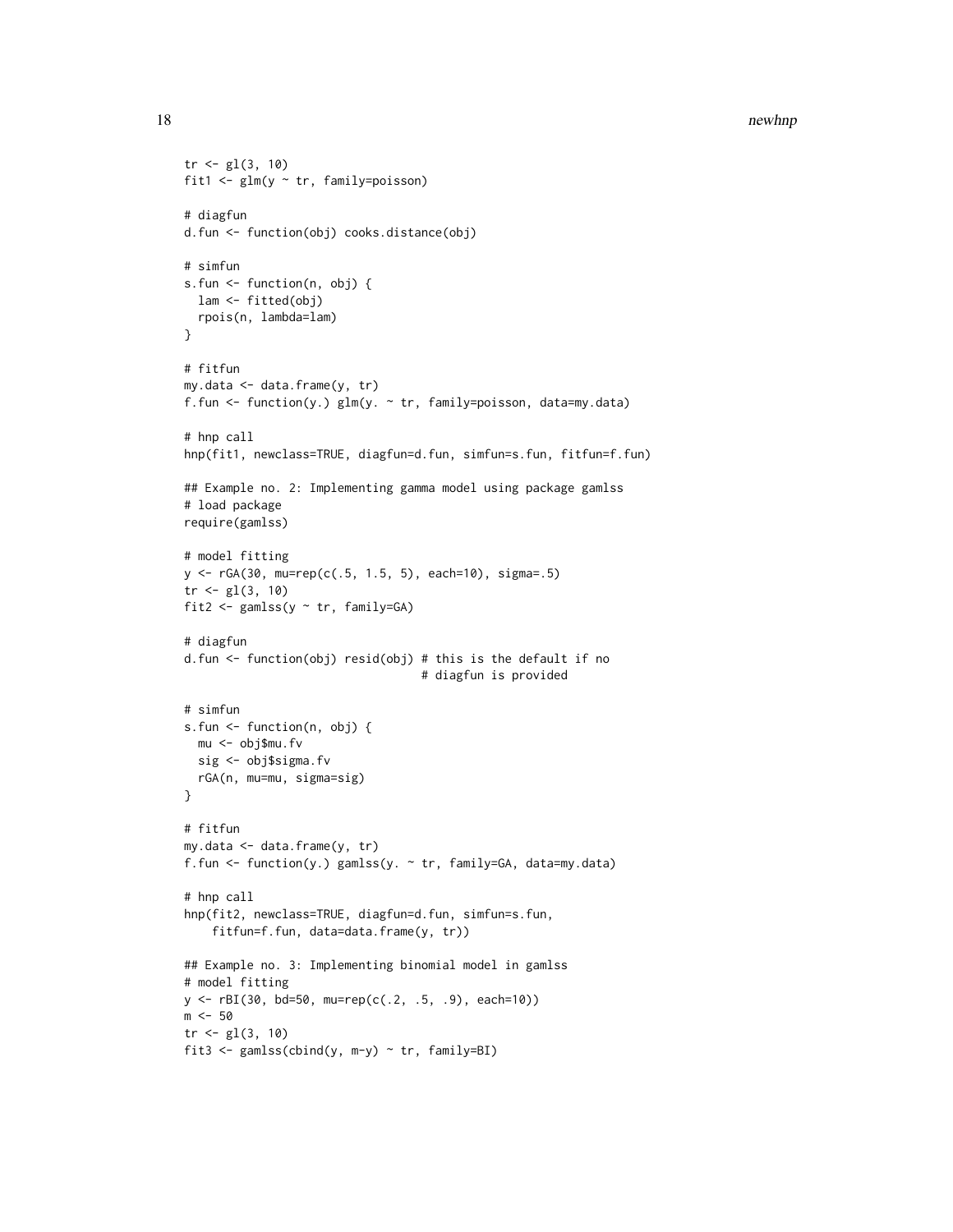```
tr <- gl(3, 10)
fit1 <- glm(y ~ tr, family=poisson)

# diagfun
d.fun <- function(obj) cooks.distance(obj)

# simfun
s.fun <- function(n, obj) {
  lam <- fitted(obj)
  rpois(n, lambda=lam)
}

# fitfun
my.data <- data.frame(y, tr)
f.fun <- function(y.) glm(y. ~ tr, family=poisson, data=my.data)

# hnp call
hnp(fit1, newclass=TRUE, diagfun=d.fun, simfun=s.fun, fitfun=f.fun)

## Example no. 2: Implementing gamma model using package gamlss
# load package
require(gamlss)

# model fitting
y <- rGA(30, mu=rep(c(.5, 1.5, 5), each=10), sigma=.5)
tr <- gl(3, 10)
fit2 <- gamlss(y ~ tr, family=GA)

# diagfun
d.fun <- function(obj) resid(obj) # this is the default if no
                                  # diagfun is provided

# simfun
s.fun <- function(n, obj) {
  mu <- obj$mu.fv
  sig <- obj$sigma.fv
  rGA(n, mu=mu, sigma=sig)
}

# fitfun
my.data <- data.frame(y, tr)
f.fun <- function(y.) gamlss(y. ~ tr, family=GA, data=my.data)

# hnp call
hnp(fit2, newclass=TRUE, diagfun=d.fun, simfun=s.fun,
    fitfun=f.fun, data=data.frame(y, tr))

## Example no. 3: Implementing binomial model in gamlss
# model fitting
y <- rBI(30, bd=50, mu=rep(c(.2, .5, .9), each=10))
m <- 50
tr <- gl(3, 10)
fit3 <- gamlss(cbind(y, m-y) ~ tr, family=BI)
```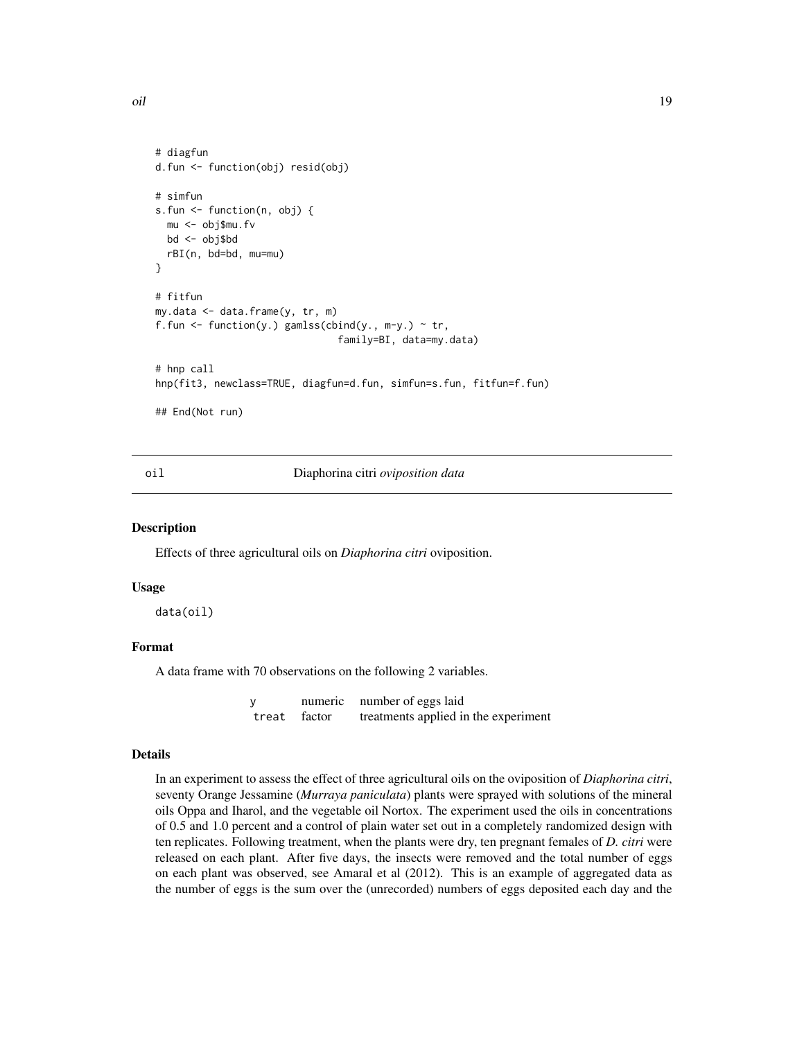```
# diagfun
d.fun <- function(obj) resid(obj)

# simfun
s.fun <- function(n, obj) {
  mu <- obj$mu.fv
  bd <- obj$bd
  rBI(n, bd=bd, mu=mu)
}

# fitfun
my.data <- data.frame(y, tr, m)
f.fun <- function(y.) gamlss(cbind(y., m-y.) ~ tr,
                              family=BI, data=my.data)

# hnp call
hnp(fit3, newclass=TRUE, diagfun=d.fun, simfun=s.fun, fitfun=f.fun)

## End(Not run)
```

## oil — *Diaphorina citri oviposition data*

### Description

Effects of three agricultural oils on *Diaphorina citri* oviposition.

### Usage

```
data(oil)
```

### Format

A data frame with 70 observations on the following 2 variables.

| | | |
|---|---|---|
| y | numeric | number of eggs laid |
| treat | factor | treatments applied in the experiment |

### Details

In an experiment to assess the effect of three agricultural oils on the oviposition of *Diaphorina citri*, seventy Orange Jessamine (*Murraya paniculata*) plants were sprayed with solutions of the mineral oils Oppa and Iharol, and the vegetable oil Nortox. The experiment used the oils in concentrations of 0.5 and 1.0 percent and a control of plain water set out in a completely randomized design with ten replicates. Following treatment, when the plants were dry, ten pregnant females of *D. citri* were released on each plant. After five days, the insects were removed and the total number of eggs on each plant was observed, see Amaral et al (2012). This is an example of aggregated data as the number of eggs is the sum over the (unrecorded) numbers of eggs deposited each day and the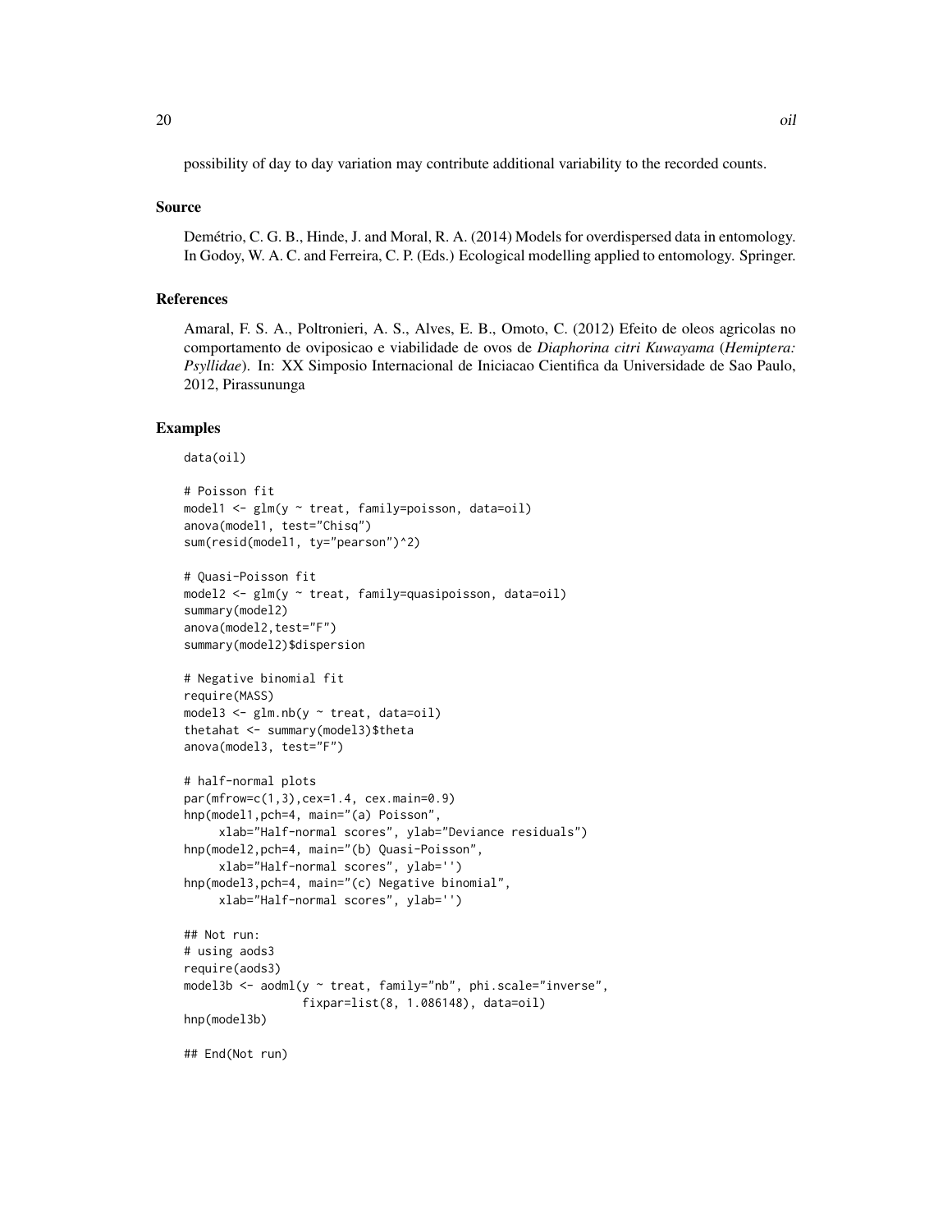possibility of day to day variation may contribute additional variability to the recorded counts.

## Source

Demétrio, C. G. B., Hinde, J. and Moral, R. A. (2014) Models for overdispersed data in entomology. In Godoy, W. A. C. and Ferreira, C. P. (Eds.) Ecological modelling applied to entomology. Springer.

## References

Amaral, F. S. A., Poltronieri, A. S., Alves, E. B., Omoto, C. (2012) Efeito de oleos agricolas no comportamento de oviposicao e viabilidade de ovos de *Diaphorina citri Kuwayama* (*Hemiptera: Psyllidae*). In: XX Simposio Internacional de Iniciacao Cientifica da Universidade de Sao Paulo, 2012, Pirassununga

## Examples

```
data(oil)

# Poisson fit
model1 <- glm(y ~ treat, family=poisson, data=oil)
anova(model1, test="Chisq")
sum(resid(model1, ty="pearson")^2)

# Quasi-Poisson fit
model2 <- glm(y ~ treat, family=quasipoisson, data=oil)
summary(model2)
anova(model2,test="F")
summary(model2)$dispersion

# Negative binomial fit
require(MASS)
model3 <- glm.nb(y ~ treat, data=oil)
thetahat <- summary(model3)$theta
anova(model3, test="F")

# half-normal plots
par(mfrow=c(1,3),cex=1.4, cex.main=0.9)
hnp(model1,pch=4, main="(a) Poisson",
     xlab="Half-normal scores", ylab="Deviance residuals")
hnp(model2,pch=4, main="(b) Quasi-Poisson",
     xlab="Half-normal scores", ylab='')
hnp(model3,pch=4, main="(c) Negative binomial",
     xlab="Half-normal scores", ylab='')

## Not run:
# using aods3
require(aods3)
model3b <- aodml(y ~ treat, family="nb", phi.scale="inverse",
                 fixpar=list(8, 1.086148), data=oil)
hnp(model3b)

## End(Not run)
```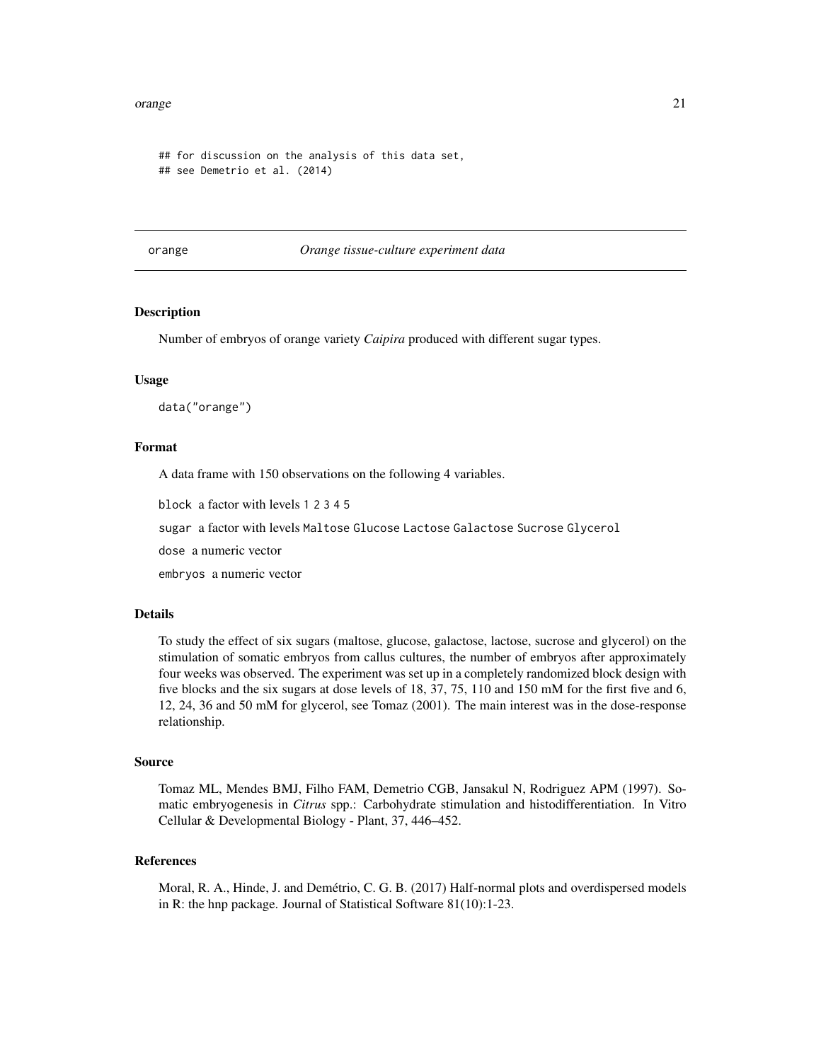```
## for discussion on the analysis of this data set,
## see Demetrio et al. (2014)
```

---

## orange *Orange tissue-culture experiment data*

### Description

Number of embryos of orange variety *Caipira* produced with different sugar types.

### Usage

```
data("orange")
```

### Format

A data frame with 150 observations on the following 4 variables.

`block` a factor with levels `1 2 3 4 5`

`sugar` a factor with levels `Maltose Glucose Lactose Galactose Sucrose Glycerol`

`dose` a numeric vector

`embryos` a numeric vector

### Details

To study the effect of six sugars (maltose, glucose, galactose, lactose, sucrose and glycerol) on the stimulation of somatic embryos from callus cultures, the number of embryos after approximately four weeks was observed. The experiment was set up in a completely randomized block design with five blocks and the six sugars at dose levels of 18, 37, 75, 110 and 150 mM for the first five and 6, 12, 24, 36 and 50 mM for glycerol, see Tomaz (2001). The main interest was in the dose-response relationship.

### Source

Tomaz ML, Mendes BMJ, Filho FAM, Demetrio CGB, Jansakul N, Rodriguez APM (1997). Somatic embryogenesis in *Citrus* spp.: Carbohydrate stimulation and histodifferentiation. In Vitro Cellular & Developmental Biology - Plant, 37, 446–452.

### References

Moral, R. A., Hinde, J. and Demétrio, C. G. B. (2017) Half-normal plots and overdispersed models in R: the hnp package. Journal of Statistical Software 81(10):1-23.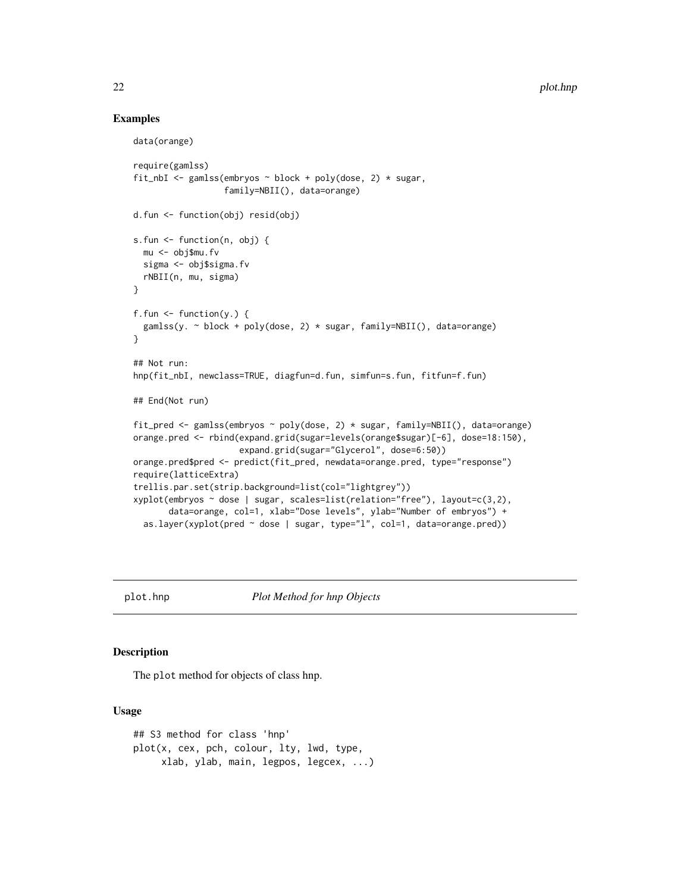## Examples

```
data(orange)

require(gamlss)
fit_nbI <- gamlss(embryos ~ block + poly(dose, 2) * sugar,
                  family=NBII(), data=orange)

d.fun <- function(obj) resid(obj)

s.fun <- function(n, obj) {
  mu <- obj$mu.fv
  sigma <- obj$sigma.fv
  rNBII(n, mu, sigma)
}

f.fun <- function(y.) {
  gamlss(y. ~ block + poly(dose, 2) * sugar, family=NBII(), data=orange)
}

## Not run:
hnp(fit_nbI, newclass=TRUE, diagfun=d.fun, simfun=s.fun, fitfun=f.fun)

## End(Not run)

fit_pred <- gamlss(embryos ~ poly(dose, 2) * sugar, family=NBII(), data=orange)
orange.pred <- rbind(expand.grid(sugar=levels(orange$sugar)[-6], dose=18:150),
                     expand.grid(sugar="Glycerol", dose=6:50))
orange.pred$pred <- predict(fit_pred, newdata=orange.pred, type="response")
require(latticeExtra)
trellis.par.set(strip.background=list(col="lightgrey"))
xyplot(embryos ~ dose | sugar, scales=list(relation="free"), layout=c(3,2),
       data=orange, col=1, xlab="Dose levels", ylab="Number of embryos") +
  as.layer(xyplot(pred ~ dose | sugar, type="l", col=1, data=orange.pred))
```

---

# plot.hnp — *Plot Method for hnp Objects*

## Description

The `plot` method for objects of class hnp.

## Usage

```
## S3 method for class 'hnp'
plot(x, cex, pch, colour, lty, lwd, type,
     xlab, ylab, main, legpos, legcex, ...)
```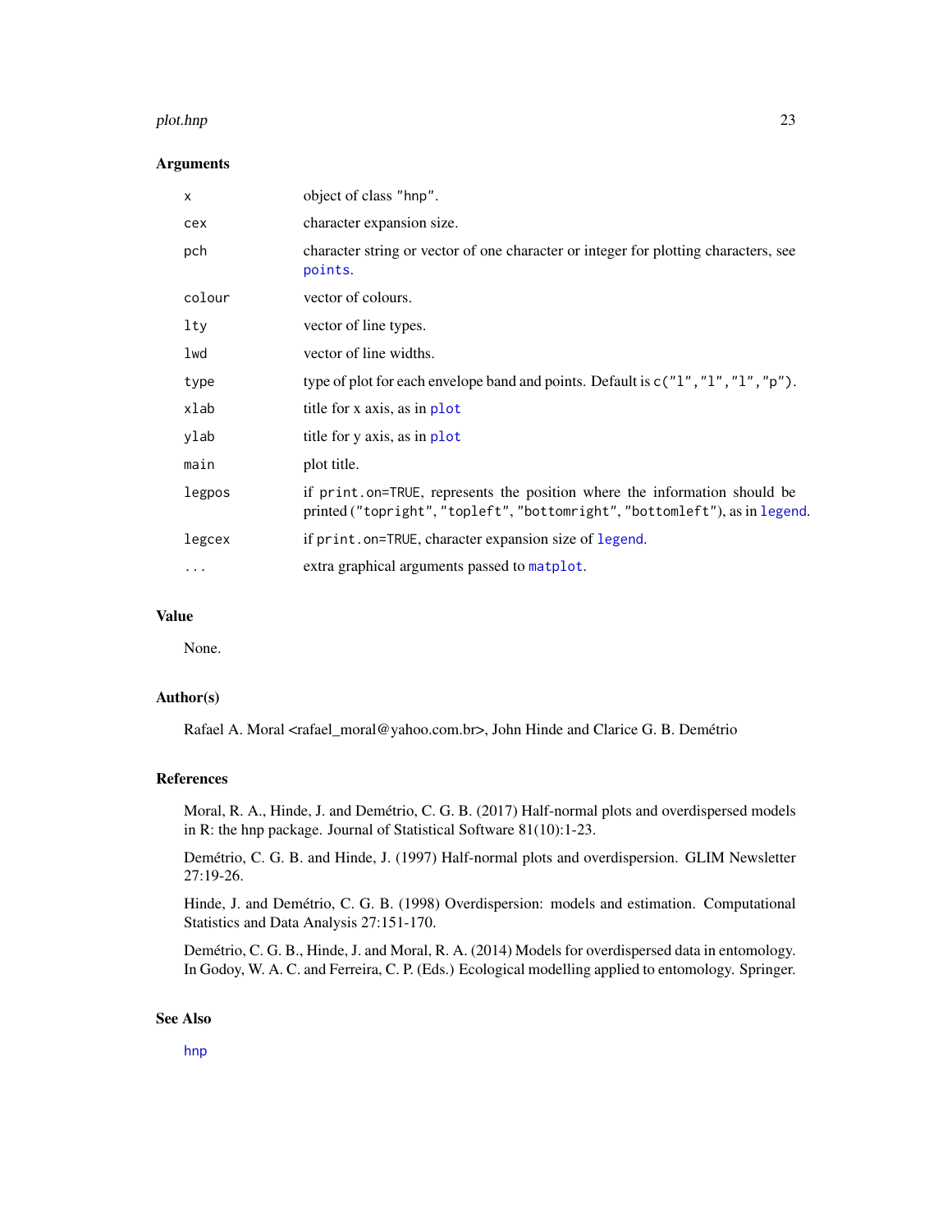## Arguments

| | |
|---|---|
| `x` | object of class `"hnp"`. |
| `cex` | character expansion size. |
| `pch` | character string or vector of one character or integer for plotting characters, see `points`. |
| `colour` | vector of colours. |
| `lty` | vector of line types. |
| `lwd` | vector of line widths. |
| `type` | type of plot for each envelope band and points. Default is `c("l","l","l","p")`. |
| `xlab` | title for x axis, as in `plot` |
| `ylab` | title for y axis, as in `plot` |
| `main` | plot title. |
| `legpos` | if `print.on=TRUE`, represents the position where the information should be printed (`"topright"`, `"topleft"`, `"bottomright"`, `"bottomleft"`), as in `legend`. |
| `legcex` | if `print.on=TRUE`, character expansion size of `legend`. |
| `...` | extra graphical arguments passed to `matplot`. |

## Value

None.

## Author(s)

Rafael A. Moral <rafael_moral@yahoo.com.br>, John Hinde and Clarice G. B. Demétrio

## References

Moral, R. A., Hinde, J. and Demétrio, C. G. B. (2017) Half-normal plots and overdispersed models in R: the hnp package. Journal of Statistical Software 81(10):1-23.

Demétrio, C. G. B. and Hinde, J. (1997) Half-normal plots and overdispersion. GLIM Newsletter 27:19-26.

Hinde, J. and Demétrio, C. G. B. (1998) Overdispersion: models and estimation. Computational Statistics and Data Analysis 27:151-170.

Demétrio, C. G. B., Hinde, J. and Moral, R. A. (2014) Models for overdispersed data in entomology. In Godoy, W. A. C. and Ferreira, C. P. (Eds.) Ecological modelling applied to entomology. Springer.

## See Also

`hnp`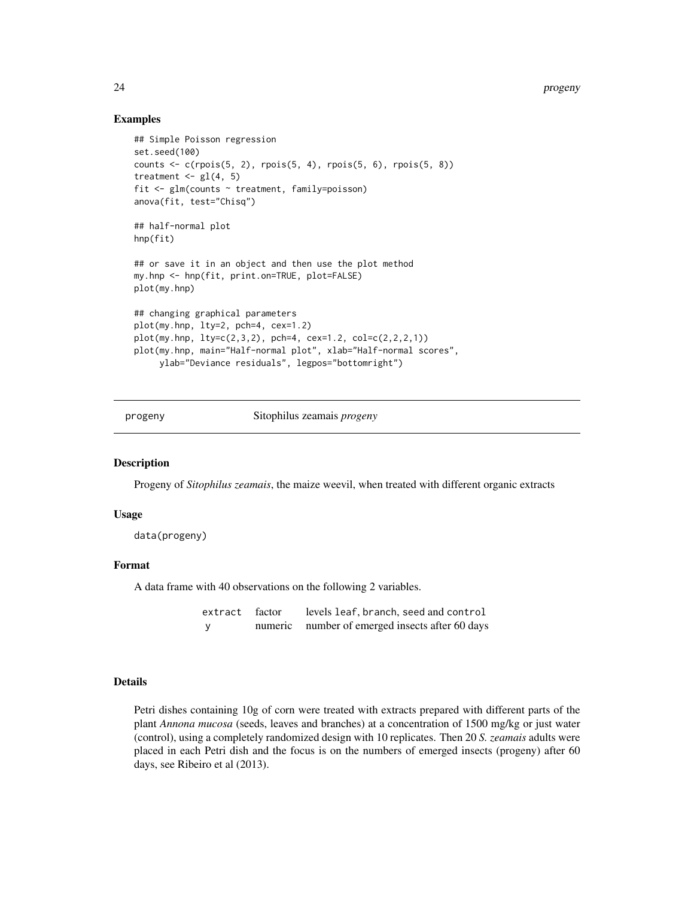## Examples

```
## Simple Poisson regression
set.seed(100)
counts <- c(rpois(5, 2), rpois(5, 4), rpois(5, 6), rpois(5, 8))
treatment <- gl(4, 5)
fit <- glm(counts ~ treatment, family=poisson)
anova(fit, test="Chisq")

## half-normal plot
hnp(fit)

## or save it in an object and then use the plot method
my.hnp <- hnp(fit, print.on=TRUE, plot=FALSE)
plot(my.hnp)

## changing graphical parameters
plot(my.hnp, lty=2, pch=4, cex=1.2)
plot(my.hnp, lty=c(2,3,2), pch=4, cex=1.2, col=c(2,2,2,1))
plot(my.hnp, main="Half-normal plot", xlab="Half-normal scores",
     ylab="Deviance residuals", legpos="bottomright")
```

---

# progeny — Sitophilus zeamais *progeny*

## Description

Progeny of *Sitophilus zeamais*, the maize weevil, when treated with different organic extracts

## Usage

```
data(progeny)
```

## Format

A data frame with 40 observations on the following 2 variables.

| | | |
|---|---|---|
| `extract` | factor | levels `leaf`, `branch`, `seed` and `control` |
| `y` | numeric | number of emerged insects after 60 days |

## Details

Petri dishes containing 10g of corn were treated with extracts prepared with different parts of the plant *Annona mucosa* (seeds, leaves and branches) at a concentration of 1500 mg/kg or just water (control), using a completely randomized design with 10 replicates. Then 20 *S. zeamais* adults were placed in each Petri dish and the focus is on the numbers of emerged insects (progeny) after 60 days, see Ribeiro et al (2013).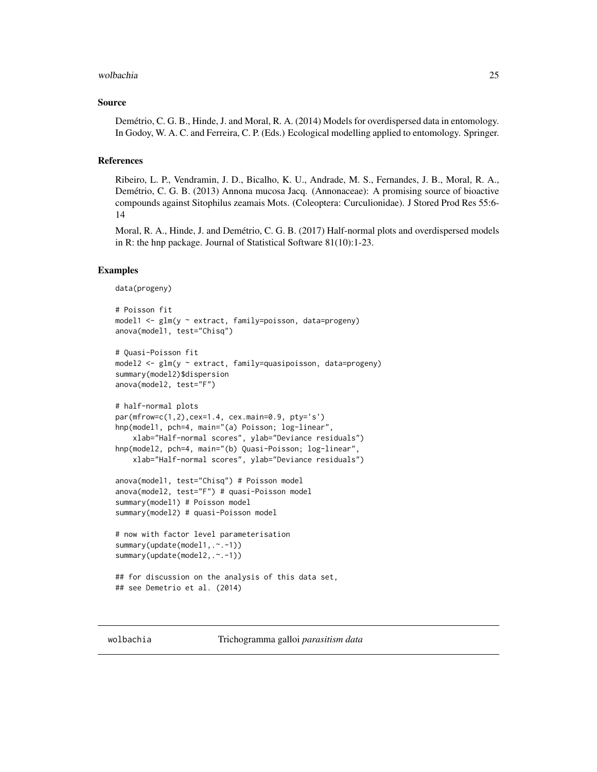### Source

Demétrio, C. G. B., Hinde, J. and Moral, R. A. (2014) Models for overdispersed data in entomology. In Godoy, W. A. C. and Ferreira, C. P. (Eds.) Ecological modelling applied to entomology. Springer.

### References

Ribeiro, L. P., Vendramin, J. D., Bicalho, K. U., Andrade, M. S., Fernandes, J. B., Moral, R. A., Demétrio, C. G. B. (2013) Annona mucosa Jacq. (Annonaceae): A promising source of bioactive compounds against Sitophilus zeamais Mots. (Coleoptera: Curculionidae). J Stored Prod Res 55:6-14

Moral, R. A., Hinde, J. and Demétrio, C. G. B. (2017) Half-normal plots and overdispersed models in R: the hnp package. Journal of Statistical Software 81(10):1-23.

### Examples

```
data(progeny)

# Poisson fit
model1 <- glm(y ~ extract, family=poisson, data=progeny)
anova(model1, test="Chisq")

# Quasi-Poisson fit
model2 <- glm(y ~ extract, family=quasipoisson, data=progeny)
summary(model2)$dispersion
anova(model2, test="F")

# half-normal plots
par(mfrow=c(1,2),cex=1.4, cex.main=0.9, pty='s')
hnp(model1, pch=4, main="(a) Poisson; log-linear",
    xlab="Half-normal scores", ylab="Deviance residuals")
hnp(model2, pch=4, main="(b) Quasi-Poisson; log-linear",
    xlab="Half-normal scores", ylab="Deviance residuals")

anova(model1, test="Chisq") # Poisson model
anova(model2, test="F") # quasi-Poisson model
summary(model1) # Poisson model
summary(model2) # quasi-Poisson model

# now with factor level parameterisation
summary(update(model1,.~.-1))
summary(update(model2,.~.-1))

## for discussion on the analysis of this data set,
## see Demetrio et al. (2014)
```

---

## wolbachia — Trichogramma galloi *parasitism data*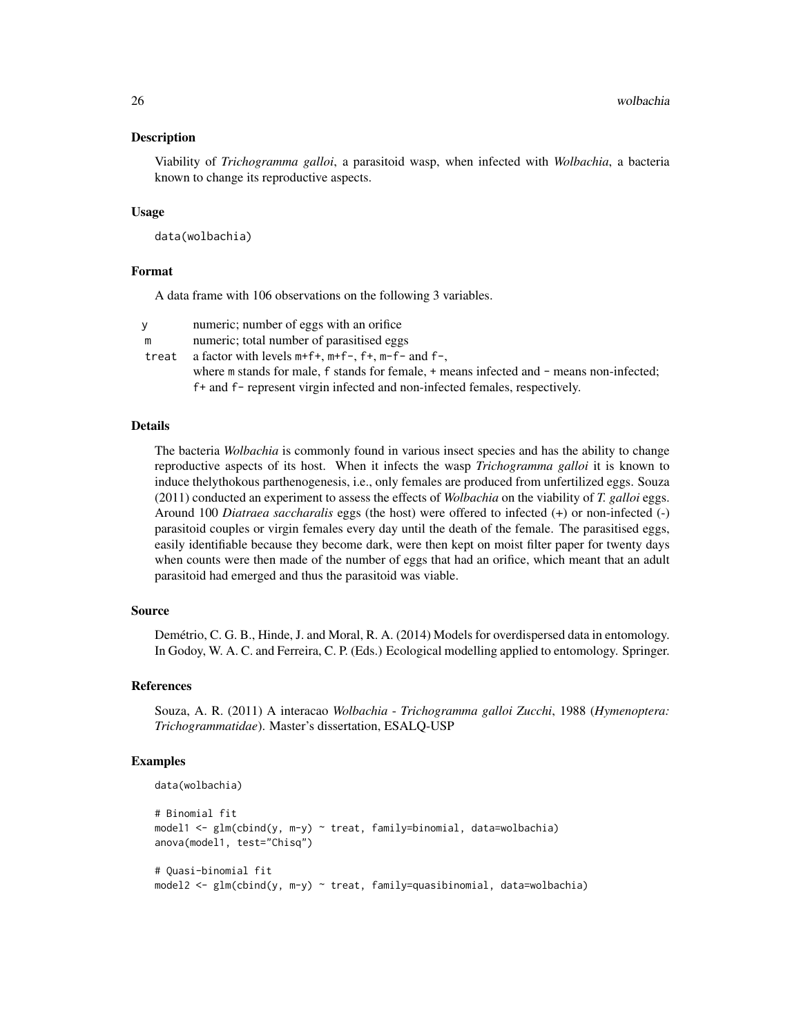## Description

Viability of *Trichogramma galloi*, a parasitoid wasp, when infected with *Wolbachia*, a bacteria known to change its reproductive aspects.

## Usage

```
data(wolbachia)
```

## Format

A data frame with 106 observations on the following 3 variables.

- `y` numeric; number of eggs with an orifice
- `m` numeric; total number of parasitised eggs
- `treat` a factor with levels `m+f+`, `m+f-`, `f+`, `m-f-` and `f-`, where `m` stands for male, `f` stands for female, `+` means infected and `-` means non-infected; `f+` and `f-` represent virgin infected and non-infected females, respectively.

## Details

The bacteria *Wolbachia* is commonly found in various insect species and has the ability to change reproductive aspects of its host. When it infects the wasp *Trichogramma galloi* it is known to induce thelythokous parthenogenesis, i.e., only females are produced from unfertilized eggs. Souza (2011) conducted an experiment to assess the effects of *Wolbachia* on the viability of *T. galloi* eggs. Around 100 *Diatraea saccharalis* eggs (the host) were offered to infected (+) or non-infected (-) parasitoid couples or virgin females every day until the death of the female. The parasitised eggs, easily identifiable because they become dark, were then kept on moist filter paper for twenty days when counts were then made of the number of eggs that had an orifice, which meant that an adult parasitoid had emerged and thus the parasitoid was viable.

## Source

Demétrio, C. G. B., Hinde, J. and Moral, R. A. (2014) Models for overdispersed data in entomology. In Godoy, W. A. C. and Ferreira, C. P. (Eds.) Ecological modelling applied to entomology. Springer.

## References

Souza, A. R. (2011) A interacao *Wolbachia - Trichogramma galloi Zucchi*, 1988 (*Hymenoptera: Trichogrammatidae*). Master's dissertation, ESALQ-USP

## Examples

```
data(wolbachia)

# Binomial fit
model1 <- glm(cbind(y, m-y) ~ treat, family=binomial, data=wolbachia)
anova(model1, test="Chisq")

# Quasi-binomial fit
model2 <- glm(cbind(y, m-y) ~ treat, family=quasibinomial, data=wolbachia)
```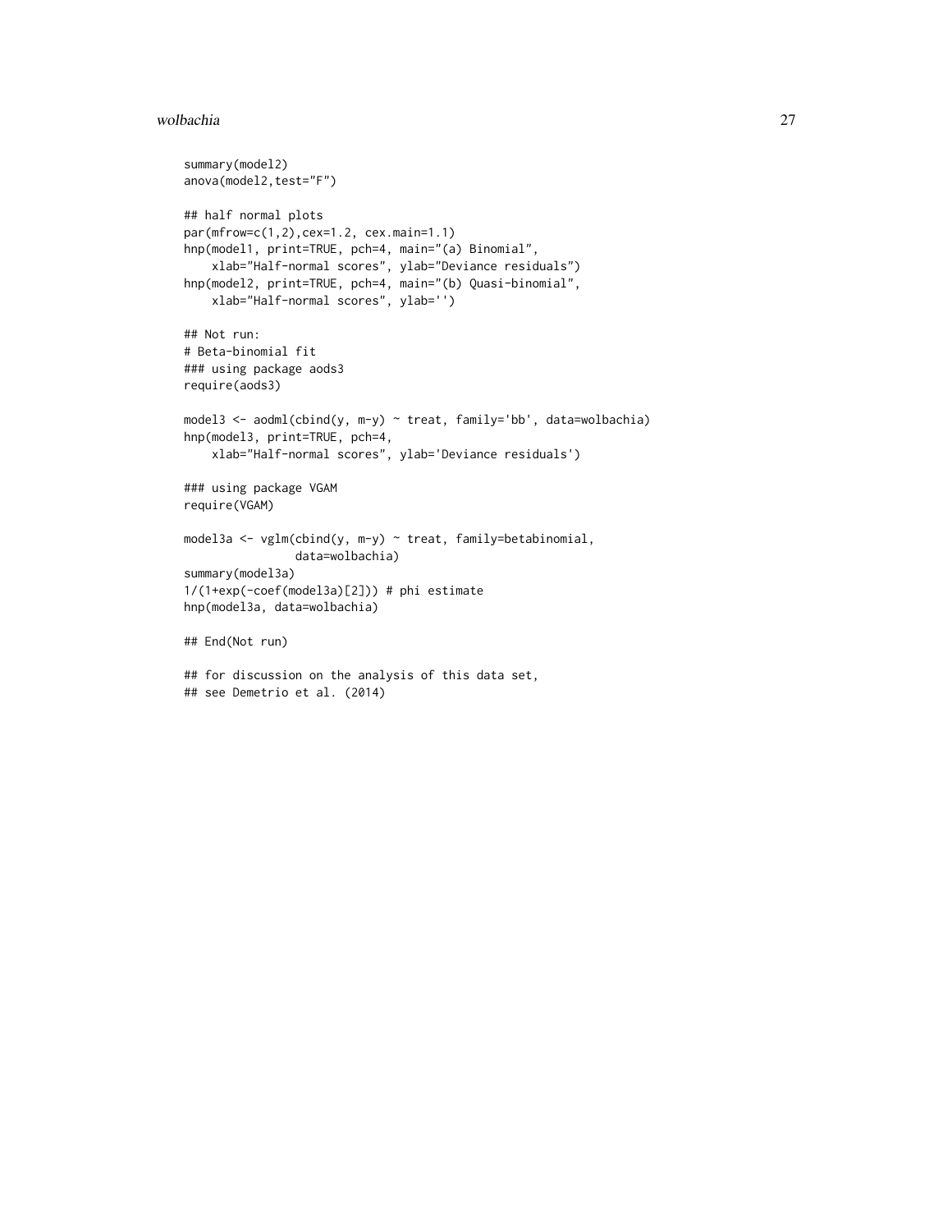```
summary(model2)
anova(model2,test="F")

## half normal plots
par(mfrow=c(1,2),cex=1.2, cex.main=1.1)
hnp(model1, print=TRUE, pch=4, main="(a) Binomial",
    xlab="Half-normal scores", ylab="Deviance residuals")
hnp(model2, print=TRUE, pch=4, main="(b) Quasi-binomial",
    xlab="Half-normal scores", ylab='')

## Not run:
# Beta-binomial fit
### using package aods3
require(aods3)

model3 <- aodml(cbind(y, m-y) ~ treat, family='bb', data=wolbachia)
hnp(model3, print=TRUE, pch=4,
    xlab="Half-normal scores", ylab='Deviance residuals')

### using package VGAM
require(VGAM)

model3a <- vglm(cbind(y, m-y) ~ treat, family=betabinomial,
                data=wolbachia)
summary(model3a)
1/(1+exp(-coef(model3a)[2])) # phi estimate
hnp(model3a, data=wolbachia)

## End(Not run)

## for discussion on the analysis of this data set,
## see Demetrio et al. (2014)
```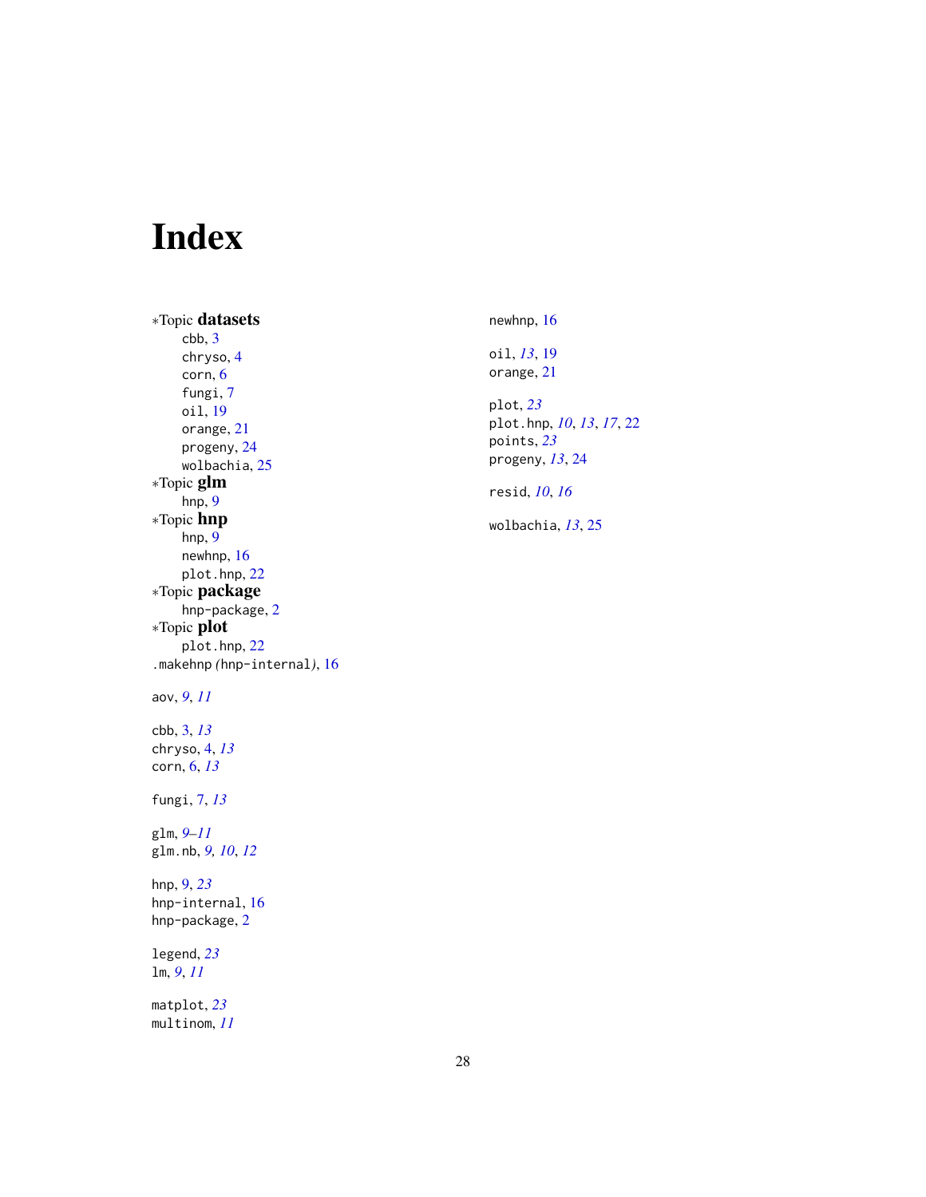# Index

*Topic **datasets**
- cbb, 3
- chryso, 4
- corn, 6
- fungi, 7
- oil, 19
- orange, 21
- progeny, 24
- wolbachia, 25

*Topic **glm**
- hnp, 9

*Topic **hnp**
- hnp, 9
- newhnp, 16
- plot.hnp, 22

*Topic **package**
- hnp-package, 2

*Topic **plot**
- plot.hnp, 22

.makehnp *(*hnp-internal*)*, 16

aov, *9*, *11*

cbb, 3, *13*
chryso, 4, *13*
corn, 6, *13*

fungi, 7, *13*

glm, *9–11*
glm.nb, *9*, *10*, *12*

hnp, 9, *23*
hnp-internal, 16
hnp-package, 2

legend, *23*
lm, *9*, *11*

matplot, *23*
multinom, *11*

newhnp, 16

oil, *13*, 19
orange, 21

plot, *23*
plot.hnp, *10*, *13*, *17*, 22
points, *23*
progeny, *13*, 24

resid, *10*, *16*

wolbachia, *13*, 25